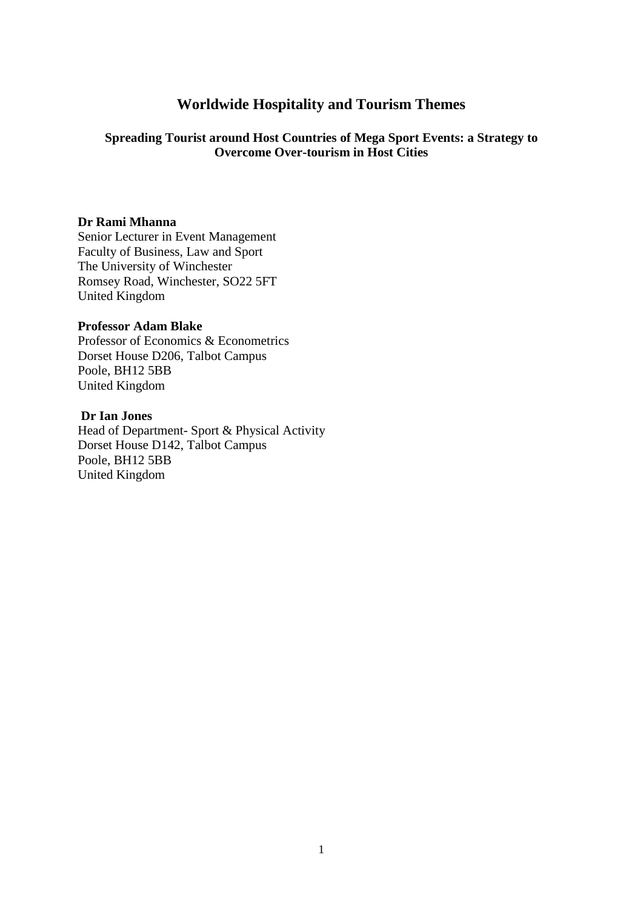# Worldwide Hospitality and Tourism Themes

## Spreading Tourist around Host Countries of Mega Sport Events: a Strategy to Overcome Over-tourism in Host Cities

**Dr Rami Mhanna**
Senior Lecturer in Event Management
Faculty of Business, Law and Sport
The University of Winchester
Romsey Road, Winchester, SO22 5FT
United Kingdom

**Professor Adam Blake**
Professor of Economics & Econometrics
Dorset House D206, Talbot Campus
Poole, BH12 5BB
United Kingdom

**Dr Ian Jones**
Head of Department- Sport & Physical Activity
Dorset House D142, Talbot Campus
Poole, BH12 5BB
United Kingdom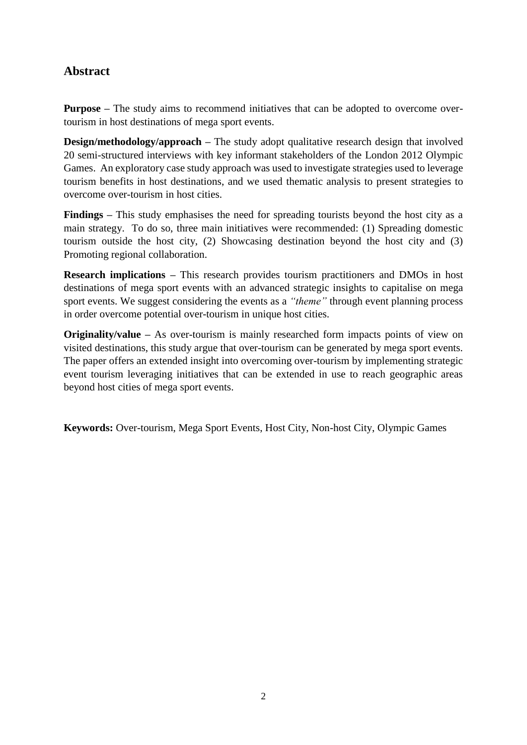## Abstract

**Purpose** – The study aims to recommend initiatives that can be adopted to overcome over-tourism in host destinations of mega sport events.

**Design/methodology/approach** – The study adopt qualitative research design that involved 20 semi-structured interviews with key informant stakeholders of the London 2012 Olympic Games. An exploratory case study approach was used to investigate strategies used to leverage tourism benefits in host destinations, and we used thematic analysis to present strategies to overcome over-tourism in host cities.

**Findings** – This study emphasises the need for spreading tourists beyond the host city as a main strategy. To do so, three main initiatives were recommended: (1) Spreading domestic tourism outside the host city, (2) Showcasing destination beyond the host city and (3) Promoting regional collaboration.

**Research implications** – This research provides tourism practitioners and DMOs in host destinations of mega sport events with an advanced strategic insights to capitalise on mega sport events. We suggest considering the events as a *"theme"* through event planning process in order overcome potential over-tourism in unique host cities.

**Originality/value** – As over-tourism is mainly researched form impacts points of view on visited destinations, this study argue that over-tourism can be generated by mega sport events. The paper offers an extended insight into overcoming over-tourism by implementing strategic event tourism leveraging initiatives that can be extended in use to reach geographic areas beyond host cities of mega sport events.

**Keywords:** Over-tourism, Mega Sport Events, Host City, Non-host City, Olympic Games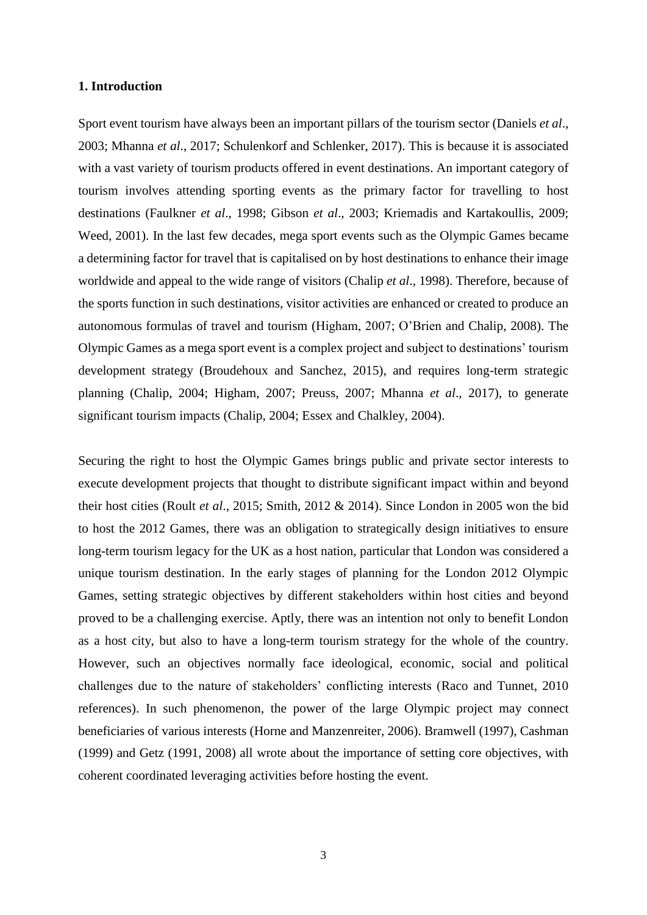## 1. Introduction

Sport event tourism have always been an important pillars of the tourism sector (Daniels *et al*., 2003; Mhanna *et al*., 2017; Schulenkorf and Schlenker, 2017). This is because it is associated with a vast variety of tourism products offered in event destinations. An important category of tourism involves attending sporting events as the primary factor for travelling to host destinations (Faulkner *et al*., 1998; Gibson *et al*., 2003; Kriemadis and Kartakoullis, 2009; Weed, 2001). In the last few decades, mega sport events such as the Olympic Games became a determining factor for travel that is capitalised on by host destinations to enhance their image worldwide and appeal to the wide range of visitors (Chalip *et al*., 1998). Therefore, because of the sports function in such destinations, visitor activities are enhanced or created to produce an autonomous formulas of travel and tourism (Higham, 2007; O'Brien and Chalip, 2008). The Olympic Games as a mega sport event is a complex project and subject to destinations' tourism development strategy (Broudehoux and Sanchez, 2015), and requires long-term strategic planning (Chalip, 2004; Higham, 2007; Preuss, 2007; Mhanna *et al*., 2017), to generate significant tourism impacts (Chalip, 2004; Essex and Chalkley, 2004).

Securing the right to host the Olympic Games brings public and private sector interests to execute development projects that thought to distribute significant impact within and beyond their host cities (Roult *et al*., 2015; Smith, 2012 & 2014). Since London in 2005 won the bid to host the 2012 Games, there was an obligation to strategically design initiatives to ensure long-term tourism legacy for the UK as a host nation, particular that London was considered a unique tourism destination. In the early stages of planning for the London 2012 Olympic Games, setting strategic objectives by different stakeholders within host cities and beyond proved to be a challenging exercise. Aptly, there was an intention not only to benefit London as a host city, but also to have a long-term tourism strategy for the whole of the country. However, such an objectives normally face ideological, economic, social and political challenges due to the nature of stakeholders' conflicting interests (Raco and Tunnet, 2010 references). In such phenomenon, the power of the large Olympic project may connect beneficiaries of various interests (Horne and Manzenreiter, 2006). Bramwell (1997), Cashman (1999) and Getz (1991, 2008) all wrote about the importance of setting core objectives, with coherent coordinated leveraging activities before hosting the event.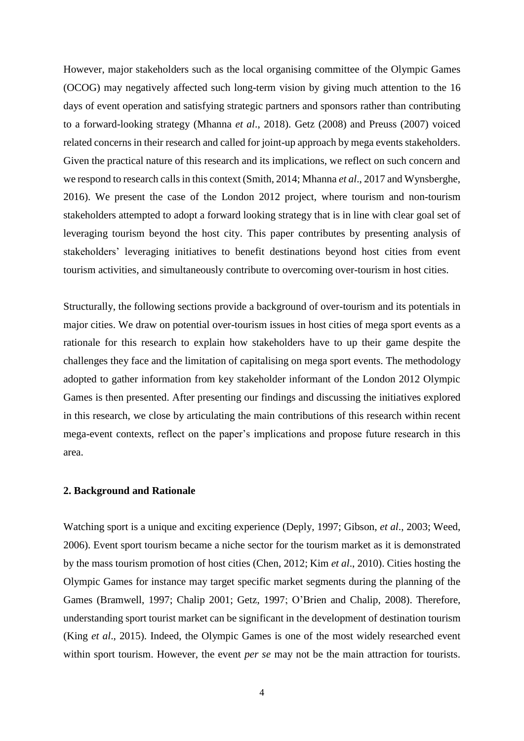However, major stakeholders such as the local organising committee of the Olympic Games (OCOG) may negatively affected such long-term vision by giving much attention to the 16 days of event operation and satisfying strategic partners and sponsors rather than contributing to a forward-looking strategy (Mhanna *et al*., 2018). Getz (2008) and Preuss (2007) voiced related concerns in their research and called for joint-up approach by mega events stakeholders. Given the practical nature of this research and its implications, we reflect on such concern and we respond to research calls in this context (Smith, 2014; Mhanna *et al*., 2017 and Wynsberghe, 2016). We present the case of the London 2012 project, where tourism and non-tourism stakeholders attempted to adopt a forward looking strategy that is in line with clear goal set of leveraging tourism beyond the host city. This paper contributes by presenting analysis of stakeholders' leveraging initiatives to benefit destinations beyond host cities from event tourism activities, and simultaneously contribute to overcoming over-tourism in host cities.

Structurally, the following sections provide a background of over-tourism and its potentials in major cities. We draw on potential over-tourism issues in host cities of mega sport events as a rationale for this research to explain how stakeholders have to up their game despite the challenges they face and the limitation of capitalising on mega sport events. The methodology adopted to gather information from key stakeholder informant of the London 2012 Olympic Games is then presented. After presenting our findings and discussing the initiatives explored in this research, we close by articulating the main contributions of this research within recent mega-event contexts, reflect on the paper's implications and propose future research in this area.

## 2. Background and Rationale

Watching sport is a unique and exciting experience (Deply, 1997; Gibson, *et al*., 2003; Weed, 2006). Event sport tourism became a niche sector for the tourism market as it is demonstrated by the mass tourism promotion of host cities (Chen, 2012; Kim *et al*., 2010). Cities hosting the Olympic Games for instance may target specific market segments during the planning of the Games (Bramwell, 1997; Chalip 2001; Getz, 1997; O'Brien and Chalip, 2008). Therefore, understanding sport tourist market can be significant in the development of destination tourism (King *et al*., 2015). Indeed, the Olympic Games is one of the most widely researched event within sport tourism. However, the event *per se* may not be the main attraction for tourists.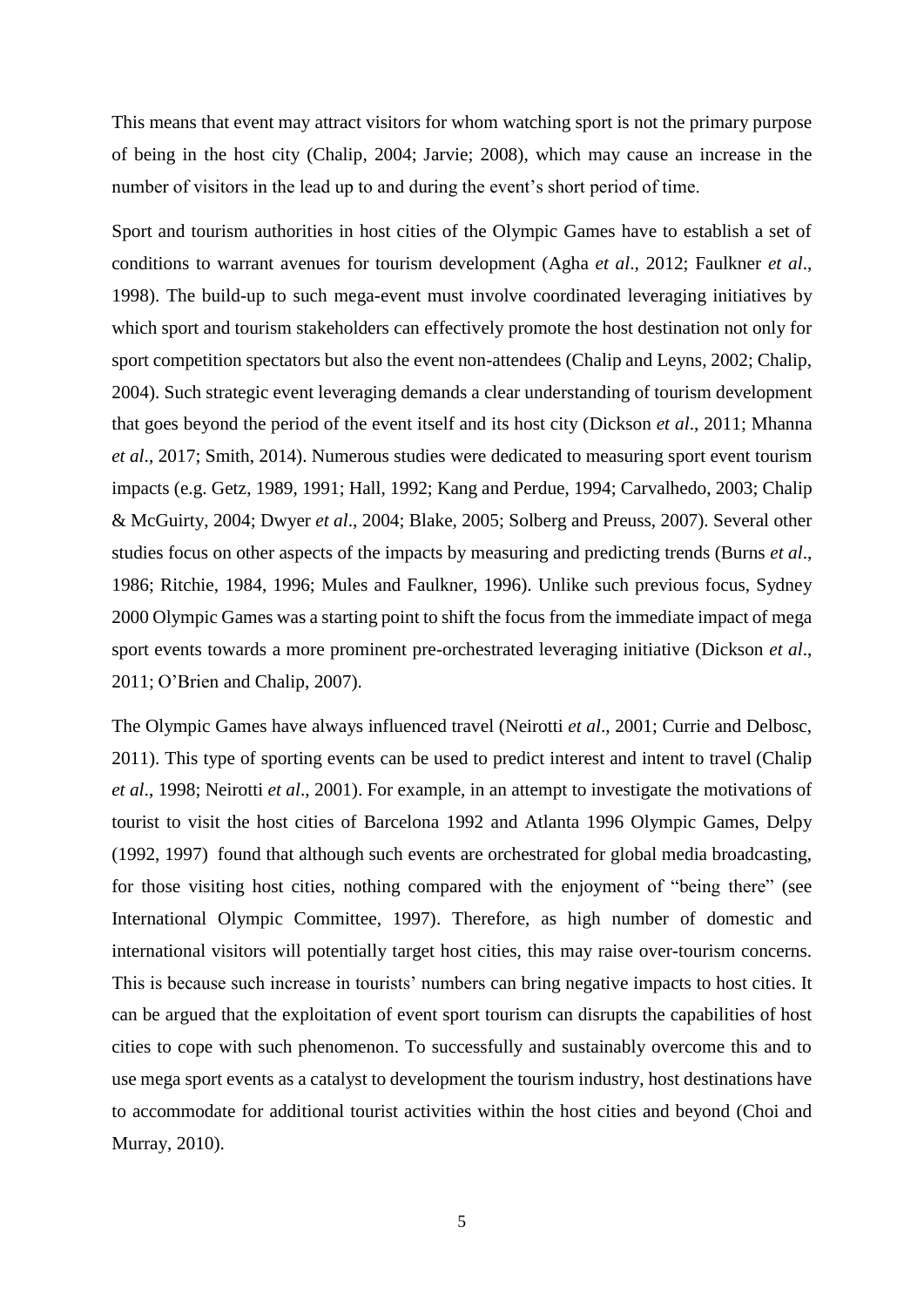This means that event may attract visitors for whom watching sport is not the primary purpose of being in the host city (Chalip, 2004; Jarvie; 2008), which may cause an increase in the number of visitors in the lead up to and during the event's short period of time.

Sport and tourism authorities in host cities of the Olympic Games have to establish a set of conditions to warrant avenues for tourism development (Agha *et al*., 2012; Faulkner *et al*., 1998). The build-up to such mega-event must involve coordinated leveraging initiatives by which sport and tourism stakeholders can effectively promote the host destination not only for sport competition spectators but also the event non-attendees (Chalip and Leyns, 2002; Chalip, 2004). Such strategic event leveraging demands a clear understanding of tourism development that goes beyond the period of the event itself and its host city (Dickson *et al*., 2011; Mhanna *et al*., 2017; Smith, 2014). Numerous studies were dedicated to measuring sport event tourism impacts (e.g. Getz, 1989, 1991; Hall, 1992; Kang and Perdue, 1994; Carvalhedo, 2003; Chalip & McGuirty, 2004; Dwyer *et al*., 2004; Blake, 2005; Solberg and Preuss, 2007). Several other studies focus on other aspects of the impacts by measuring and predicting trends (Burns *et al*., 1986; Ritchie, 1984, 1996; Mules and Faulkner, 1996). Unlike such previous focus, Sydney 2000 Olympic Games was a starting point to shift the focus from the immediate impact of mega sport events towards a more prominent pre-orchestrated leveraging initiative (Dickson *et al*., 2011; O'Brien and Chalip, 2007).

The Olympic Games have always influenced travel (Neirotti *et al*., 2001; Currie and Delbosc, 2011). This type of sporting events can be used to predict interest and intent to travel (Chalip *et al*., 1998; Neirotti *et al*., 2001). For example, in an attempt to investigate the motivations of tourist to visit the host cities of Barcelona 1992 and Atlanta 1996 Olympic Games, Delpy (1992, 1997) found that although such events are orchestrated for global media broadcasting, for those visiting host cities, nothing compared with the enjoyment of "being there" (see International Olympic Committee, 1997). Therefore, as high number of domestic and international visitors will potentially target host cities, this may raise over-tourism concerns. This is because such increase in tourists' numbers can bring negative impacts to host cities. It can be argued that the exploitation of event sport tourism can disrupts the capabilities of host cities to cope with such phenomenon. To successfully and sustainably overcome this and to use mega sport events as a catalyst to development the tourism industry, host destinations have to accommodate for additional tourist activities within the host cities and beyond (Choi and Murray, 2010).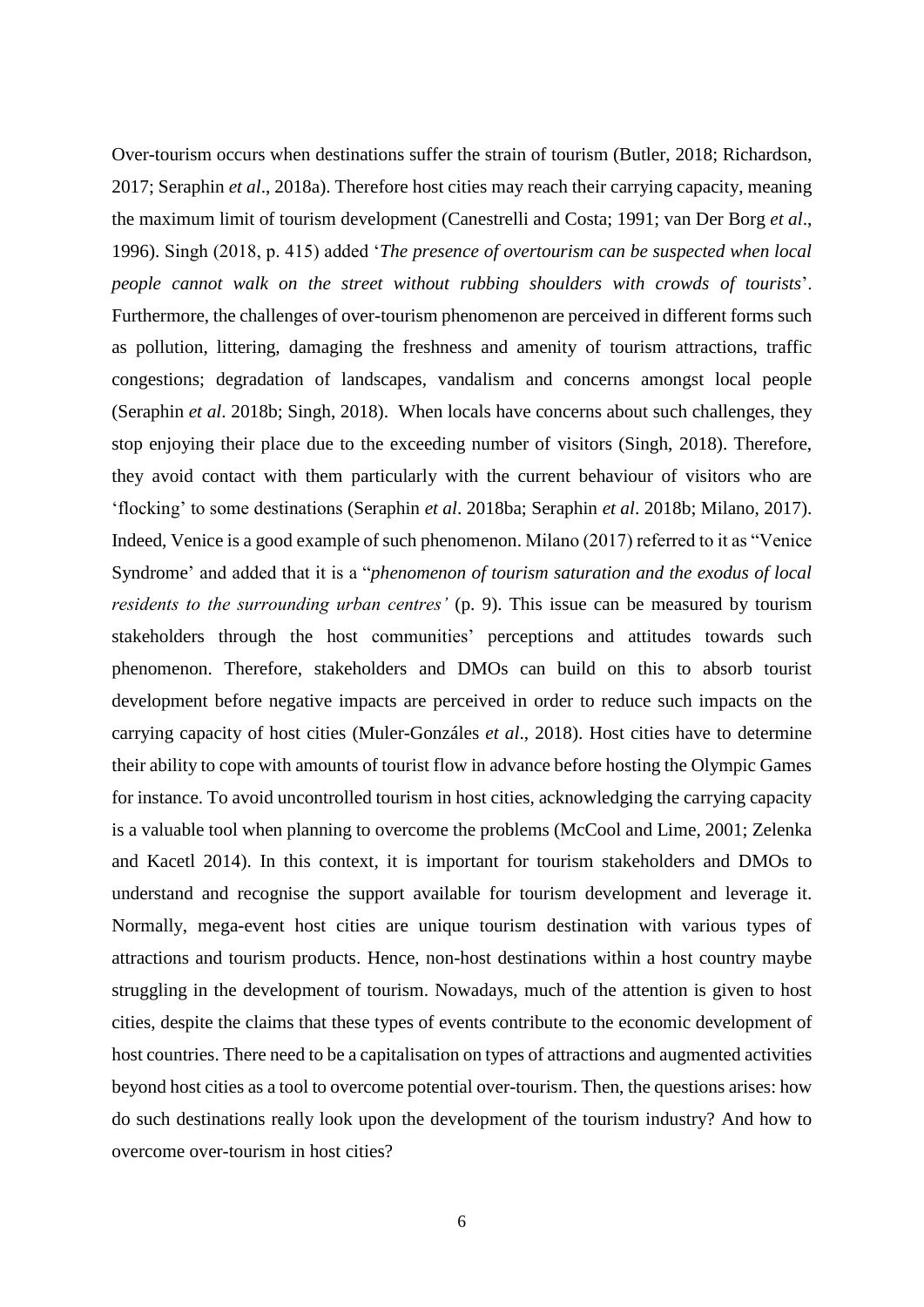Over-tourism occurs when destinations suffer the strain of tourism (Butler, 2018; Richardson, 2017; Seraphin *et al*., 2018a). Therefore host cities may reach their carrying capacity, meaning the maximum limit of tourism development (Canestrelli and Costa; 1991; van Der Borg *et al*., 1996). Singh (2018, p. 415) added '*The presence of overtourism can be suspected when local people cannot walk on the street without rubbing shoulders with crowds of tourists*'. Furthermore, the challenges of over-tourism phenomenon are perceived in different forms such as pollution, littering, damaging the freshness and amenity of tourism attractions, traffic congestions; degradation of landscapes, vandalism and concerns amongst local people (Seraphin *et al*. 2018b; Singh, 2018). When locals have concerns about such challenges, they stop enjoying their place due to the exceeding number of visitors (Singh, 2018). Therefore, they avoid contact with them particularly with the current behaviour of visitors who are 'flocking' to some destinations (Seraphin *et al*. 2018ba; Seraphin *et al*. 2018b; Milano, 2017). Indeed, Venice is a good example of such phenomenon. Milano (2017) referred to it as "Venice Syndrome' and added that it is a "*phenomenon of tourism saturation and the exodus of local residents to the surrounding urban centres'* (p. 9). This issue can be measured by tourism stakeholders through the host communities' perceptions and attitudes towards such phenomenon. Therefore, stakeholders and DMOs can build on this to absorb tourist development before negative impacts are perceived in order to reduce such impacts on the carrying capacity of host cities (Muler-Gonzáles *et al*., 2018). Host cities have to determine their ability to cope with amounts of tourist flow in advance before hosting the Olympic Games for instance. To avoid uncontrolled tourism in host cities, acknowledging the carrying capacity is a valuable tool when planning to overcome the problems (McCool and Lime, 2001; Zelenka and Kacetl 2014). In this context, it is important for tourism stakeholders and DMOs to understand and recognise the support available for tourism development and leverage it. Normally, mega-event host cities are unique tourism destination with various types of attractions and tourism products. Hence, non-host destinations within a host country maybe struggling in the development of tourism. Nowadays, much of the attention is given to host cities, despite the claims that these types of events contribute to the economic development of host countries. There need to be a capitalisation on types of attractions and augmented activities beyond host cities as a tool to overcome potential over-tourism. Then, the questions arises: how do such destinations really look upon the development of the tourism industry? And how to overcome over-tourism in host cities?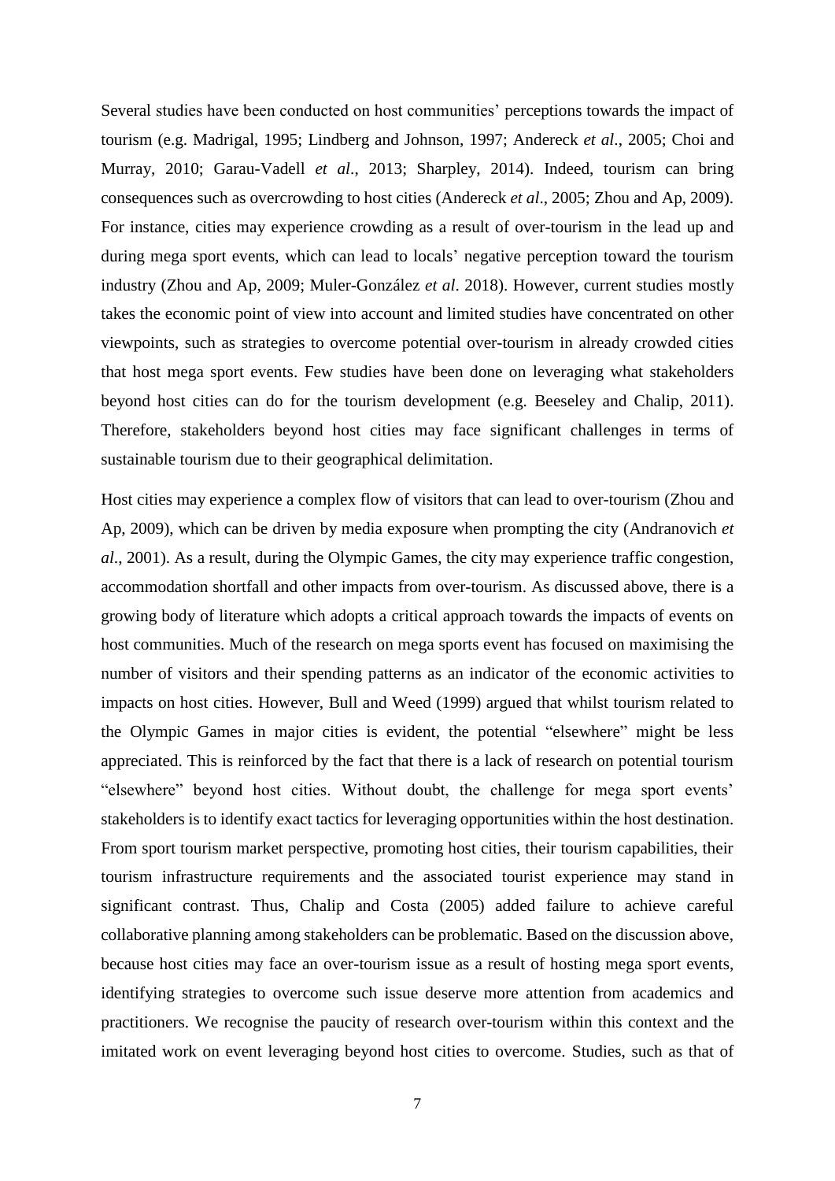Several studies have been conducted on host communities' perceptions towards the impact of tourism (e.g. Madrigal, 1995; Lindberg and Johnson, 1997; Andereck *et al*., 2005; Choi and Murray, 2010; Garau-Vadell *et al*., 2013; Sharpley, 2014). Indeed, tourism can bring consequences such as overcrowding to host cities (Andereck *et al*., 2005; Zhou and Ap, 2009). For instance, cities may experience crowding as a result of over-tourism in the lead up and during mega sport events, which can lead to locals' negative perception toward the tourism industry (Zhou and Ap, 2009; Muler-González *et al*. 2018). However, current studies mostly takes the economic point of view into account and limited studies have concentrated on other viewpoints, such as strategies to overcome potential over-tourism in already crowded cities that host mega sport events. Few studies have been done on leveraging what stakeholders beyond host cities can do for the tourism development (e.g. Beeseley and Chalip, 2011). Therefore, stakeholders beyond host cities may face significant challenges in terms of sustainable tourism due to their geographical delimitation.

Host cities may experience a complex flow of visitors that can lead to over-tourism (Zhou and Ap, 2009), which can be driven by media exposure when prompting the city (Andranovich *et al*., 2001). As a result, during the Olympic Games, the city may experience traffic congestion, accommodation shortfall and other impacts from over-tourism. As discussed above, there is a growing body of literature which adopts a critical approach towards the impacts of events on host communities. Much of the research on mega sports event has focused on maximising the number of visitors and their spending patterns as an indicator of the economic activities to impacts on host cities. However, Bull and Weed (1999) argued that whilst tourism related to the Olympic Games in major cities is evident, the potential "elsewhere" might be less appreciated. This is reinforced by the fact that there is a lack of research on potential tourism "elsewhere" beyond host cities. Without doubt, the challenge for mega sport events' stakeholders is to identify exact tactics for leveraging opportunities within the host destination. From sport tourism market perspective, promoting host cities, their tourism capabilities, their tourism infrastructure requirements and the associated tourist experience may stand in significant contrast. Thus, Chalip and Costa (2005) added failure to achieve careful collaborative planning among stakeholders can be problematic. Based on the discussion above, because host cities may face an over-tourism issue as a result of hosting mega sport events, identifying strategies to overcome such issue deserve more attention from academics and practitioners. We recognise the paucity of research over-tourism within this context and the imitated work on event leveraging beyond host cities to overcome. Studies, such as that of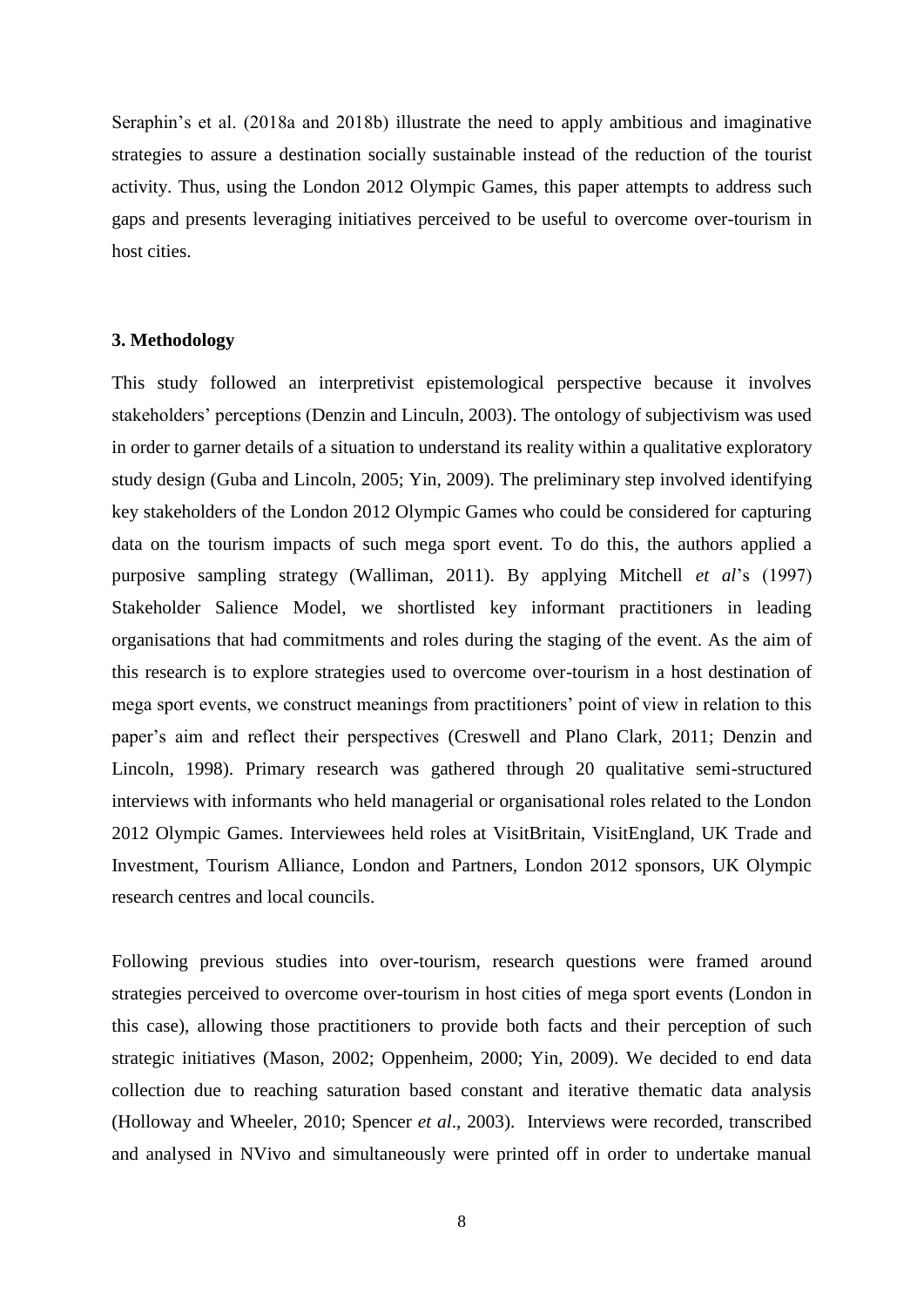Seraphin's et al. (2018a and 2018b) illustrate the need to apply ambitious and imaginative strategies to assure a destination socially sustainable instead of the reduction of the tourist activity. Thus, using the London 2012 Olympic Games, this paper attempts to address such gaps and presents leveraging initiatives perceived to be useful to overcome over-tourism in host cities.

**3. Methodology**

This study followed an interpretivist epistemological perspective because it involves stakeholders' perceptions (Denzin and Linculn, 2003). The ontology of subjectivism was used in order to garner details of a situation to understand its reality within a qualitative exploratory study design (Guba and Lincoln, 2005; Yin, 2009). The preliminary step involved identifying key stakeholders of the London 2012 Olympic Games who could be considered for capturing data on the tourism impacts of such mega sport event. To do this, the authors applied a purposive sampling strategy (Walliman, 2011). By applying Mitchell *et al*'s (1997) Stakeholder Salience Model, we shortlisted key informant practitioners in leading organisations that had commitments and roles during the staging of the event. As the aim of this research is to explore strategies used to overcome over-tourism in a host destination of mega sport events, we construct meanings from practitioners' point of view in relation to this paper's aim and reflect their perspectives (Creswell and Plano Clark, 2011; Denzin and Lincoln, 1998). Primary research was gathered through 20 qualitative semi-structured interviews with informants who held managerial or organisational roles related to the London 2012 Olympic Games. Interviewees held roles at VisitBritain, VisitEngland, UK Trade and Investment, Tourism Alliance, London and Partners, London 2012 sponsors, UK Olympic research centres and local councils.

Following previous studies into over-tourism, research questions were framed around strategies perceived to overcome over-tourism in host cities of mega sport events (London in this case), allowing those practitioners to provide both facts and their perception of such strategic initiatives (Mason, 2002; Oppenheim, 2000; Yin, 2009). We decided to end data collection due to reaching saturation based constant and iterative thematic data analysis (Holloway and Wheeler, 2010; Spencer *et al*., 2003). Interviews were recorded, transcribed and analysed in NVivo and simultaneously were printed off in order to undertake manual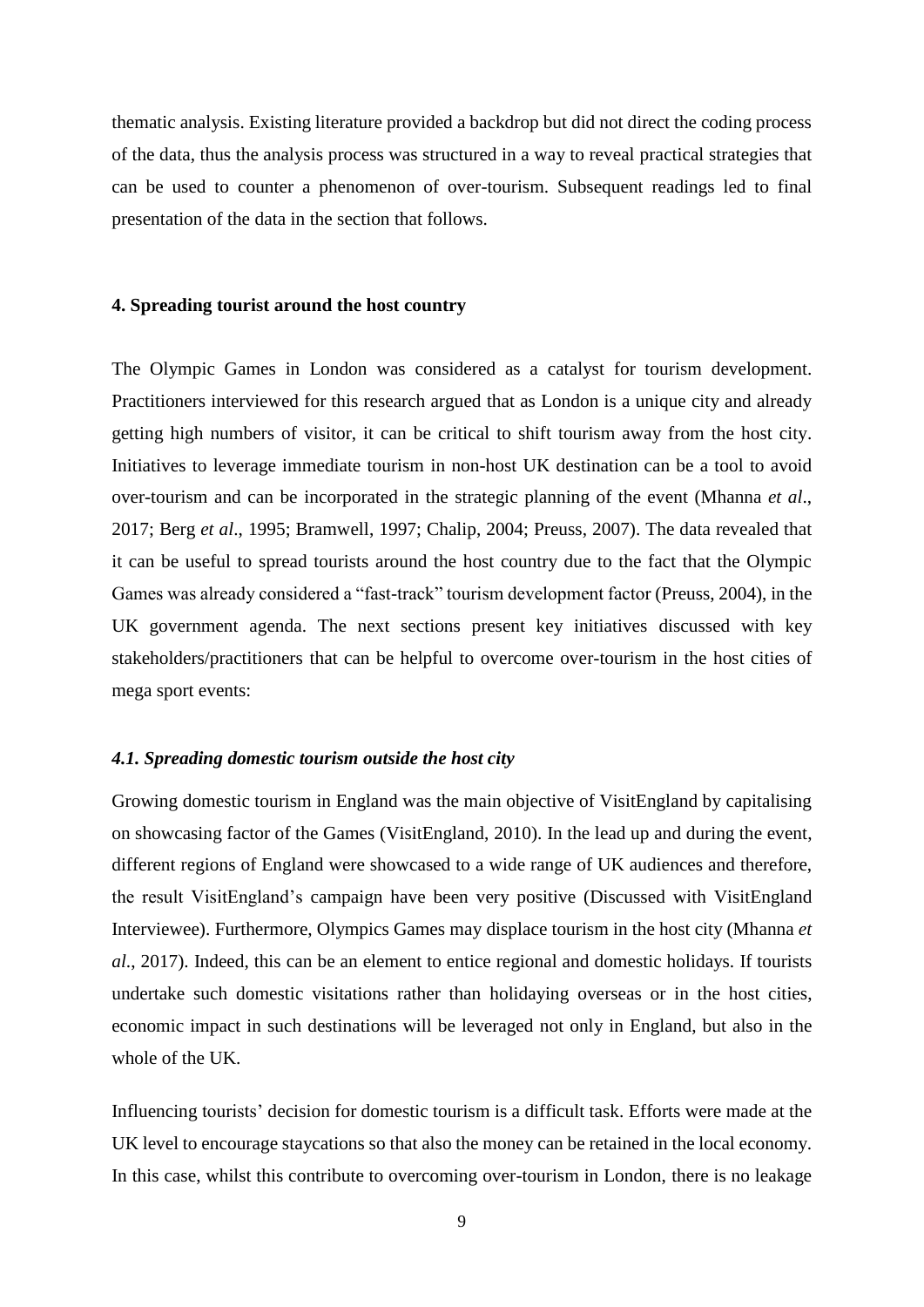thematic analysis. Existing literature provided a backdrop but did not direct the coding process of the data, thus the analysis process was structured in a way to reveal practical strategies that can be used to counter a phenomenon of over-tourism. Subsequent readings led to final presentation of the data in the section that follows.

## 4. Spreading tourist around the host country

The Olympic Games in London was considered as a catalyst for tourism development. Practitioners interviewed for this research argued that as London is a unique city and already getting high numbers of visitor, it can be critical to shift tourism away from the host city. Initiatives to leverage immediate tourism in non-host UK destination can be a tool to avoid over-tourism and can be incorporated in the strategic planning of the event (Mhanna *et al*., 2017; Berg *et al*., 1995; Bramwell, 1997; Chalip, 2004; Preuss, 2007). The data revealed that it can be useful to spread tourists around the host country due to the fact that the Olympic Games was already considered a "fast-track" tourism development factor (Preuss, 2004), in the UK government agenda. The next sections present key initiatives discussed with key stakeholders/practitioners that can be helpful to overcome over-tourism in the host cities of mega sport events:

### *4.1. Spreading domestic tourism outside the host city*

Growing domestic tourism in England was the main objective of VisitEngland by capitalising on showcasing factor of the Games (VisitEngland, 2010). In the lead up and during the event, different regions of England were showcased to a wide range of UK audiences and therefore, the result VisitEngland's campaign have been very positive (Discussed with VisitEngland Interviewee). Furthermore, Olympics Games may displace tourism in the host city (Mhanna *et al*., 2017). Indeed, this can be an element to entice regional and domestic holidays. If tourists undertake such domestic visitations rather than holidaying overseas or in the host cities, economic impact in such destinations will be leveraged not only in England, but also in the whole of the UK.

Influencing tourists' decision for domestic tourism is a difficult task. Efforts were made at the UK level to encourage staycations so that also the money can be retained in the local economy. In this case, whilst this contribute to overcoming over-tourism in London, there is no leakage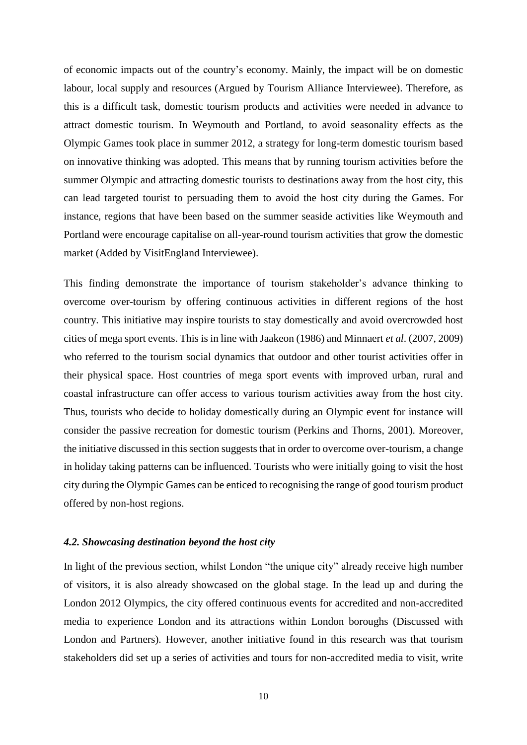of economic impacts out of the country's economy. Mainly, the impact will be on domestic labour, local supply and resources (Argued by Tourism Alliance Interviewee). Therefore, as this is a difficult task, domestic tourism products and activities were needed in advance to attract domestic tourism. In Weymouth and Portland, to avoid seasonality effects as the Olympic Games took place in summer 2012, a strategy for long-term domestic tourism based on innovative thinking was adopted. This means that by running tourism activities before the summer Olympic and attracting domestic tourists to destinations away from the host city, this can lead targeted tourist to persuading them to avoid the host city during the Games. For instance, regions that have been based on the summer seaside activities like Weymouth and Portland were encourage capitalise on all-year-round tourism activities that grow the domestic market (Added by VisitEngland Interviewee).

This finding demonstrate the importance of tourism stakeholder's advance thinking to overcome over-tourism by offering continuous activities in different regions of the host country. This initiative may inspire tourists to stay domestically and avoid overcrowded host cities of mega sport events. This is in line with Jaakeon (1986) and Minnaert *et al*. (2007, 2009) who referred to the tourism social dynamics that outdoor and other tourist activities offer in their physical space. Host countries of mega sport events with improved urban, rural and coastal infrastructure can offer access to various tourism activities away from the host city. Thus, tourists who decide to holiday domestically during an Olympic event for instance will consider the passive recreation for domestic tourism (Perkins and Thorns, 2001). Moreover, the initiative discussed in this section suggests that in order to overcome over-tourism, a change in holiday taking patterns can be influenced. Tourists who were initially going to visit the host city during the Olympic Games can be enticed to recognising the range of good tourism product offered by non-host regions.

### *4.2. Showcasing destination beyond the host city*

In light of the previous section, whilst London "the unique city" already receive high number of visitors, it is also already showcased on the global stage. In the lead up and during the London 2012 Olympics, the city offered continuous events for accredited and non-accredited media to experience London and its attractions within London boroughs (Discussed with London and Partners). However, another initiative found in this research was that tourism stakeholders did set up a series of activities and tours for non-accredited media to visit, write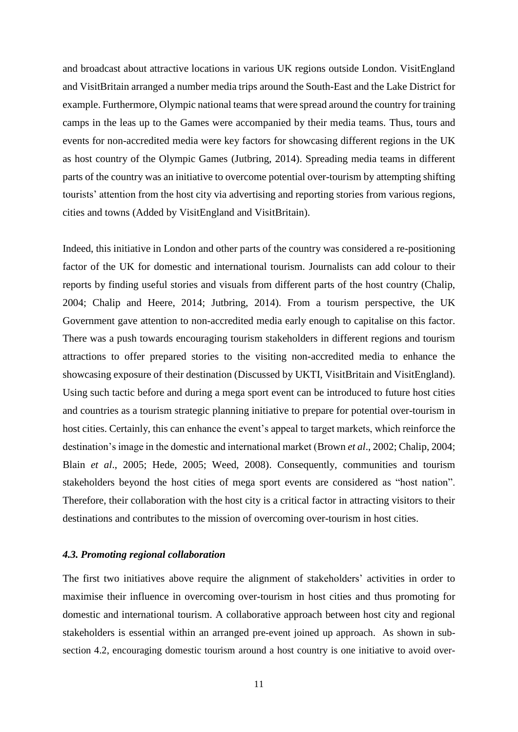and broadcast about attractive locations in various UK regions outside London. VisitEngland and VisitBritain arranged a number media trips around the South-East and the Lake District for example. Furthermore, Olympic national teams that were spread around the country for training camps in the leas up to the Games were accompanied by their media teams. Thus, tours and events for non-accredited media were key factors for showcasing different regions in the UK as host country of the Olympic Games (Jutbring, 2014). Spreading media teams in different parts of the country was an initiative to overcome potential over-tourism by attempting shifting tourists' attention from the host city via advertising and reporting stories from various regions, cities and towns (Added by VisitEngland and VisitBritain).

Indeed, this initiative in London and other parts of the country was considered a re-positioning factor of the UK for domestic and international tourism. Journalists can add colour to their reports by finding useful stories and visuals from different parts of the host country (Chalip, 2004; Chalip and Heere, 2014; Jutbring, 2014). From a tourism perspective, the UK Government gave attention to non-accredited media early enough to capitalise on this factor. There was a push towards encouraging tourism stakeholders in different regions and tourism attractions to offer prepared stories to the visiting non-accredited media to enhance the showcasing exposure of their destination (Discussed by UKTI, VisitBritain and VisitEngland). Using such tactic before and during a mega sport event can be introduced to future host cities and countries as a tourism strategic planning initiative to prepare for potential over-tourism in host cities. Certainly, this can enhance the event's appeal to target markets, which reinforce the destination's image in the domestic and international market (Brown *et al*., 2002; Chalip, 2004; Blain *et al*., 2005; Hede, 2005; Weed, 2008). Consequently, communities and tourism stakeholders beyond the host cities of mega sport events are considered as "host nation". Therefore, their collaboration with the host city is a critical factor in attracting visitors to their destinations and contributes to the mission of overcoming over-tourism in host cities.

#### *4.3. Promoting regional collaboration*

The first two initiatives above require the alignment of stakeholders' activities in order to maximise their influence in overcoming over-tourism in host cities and thus promoting for domestic and international tourism. A collaborative approach between host city and regional stakeholders is essential within an arranged pre-event joined up approach. As shown in sub-section 4.2, encouraging domestic tourism around a host country is one initiative to avoid over-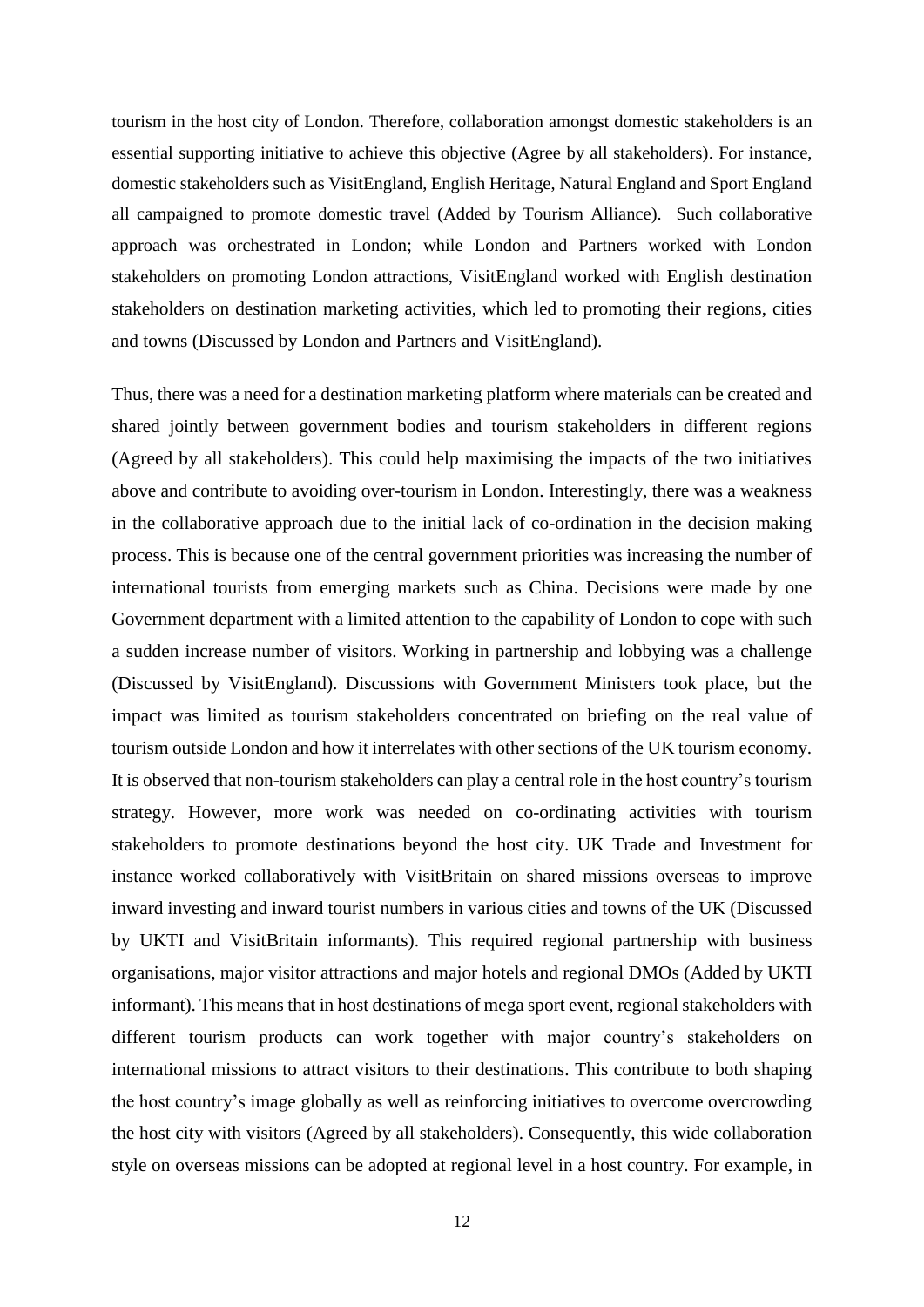tourism in the host city of London. Therefore, collaboration amongst domestic stakeholders is an essential supporting initiative to achieve this objective (Agree by all stakeholders). For instance, domestic stakeholders such as VisitEngland, English Heritage, Natural England and Sport England all campaigned to promote domestic travel (Added by Tourism Alliance). Such collaborative approach was orchestrated in London; while London and Partners worked with London stakeholders on promoting London attractions, VisitEngland worked with English destination stakeholders on destination marketing activities, which led to promoting their regions, cities and towns (Discussed by London and Partners and VisitEngland).

Thus, there was a need for a destination marketing platform where materials can be created and shared jointly between government bodies and tourism stakeholders in different regions (Agreed by all stakeholders). This could help maximising the impacts of the two initiatives above and contribute to avoiding over-tourism in London. Interestingly, there was a weakness in the collaborative approach due to the initial lack of co-ordination in the decision making process. This is because one of the central government priorities was increasing the number of international tourists from emerging markets such as China. Decisions were made by one Government department with a limited attention to the capability of London to cope with such a sudden increase number of visitors. Working in partnership and lobbying was a challenge (Discussed by VisitEngland). Discussions with Government Ministers took place, but the impact was limited as tourism stakeholders concentrated on briefing on the real value of tourism outside London and how it interrelates with other sections of the UK tourism economy. It is observed that non-tourism stakeholders can play a central role in the host country's tourism strategy. However, more work was needed on co-ordinating activities with tourism stakeholders to promote destinations beyond the host city. UK Trade and Investment for instance worked collaboratively with VisitBritain on shared missions overseas to improve inward investing and inward tourist numbers in various cities and towns of the UK (Discussed by UKTI and VisitBritain informants). This required regional partnership with business organisations, major visitor attractions and major hotels and regional DMOs (Added by UKTI informant). This means that in host destinations of mega sport event, regional stakeholders with different tourism products can work together with major country's stakeholders on international missions to attract visitors to their destinations. This contribute to both shaping the host country's image globally as well as reinforcing initiatives to overcome overcrowding the host city with visitors (Agreed by all stakeholders). Consequently, this wide collaboration style on overseas missions can be adopted at regional level in a host country. For example, in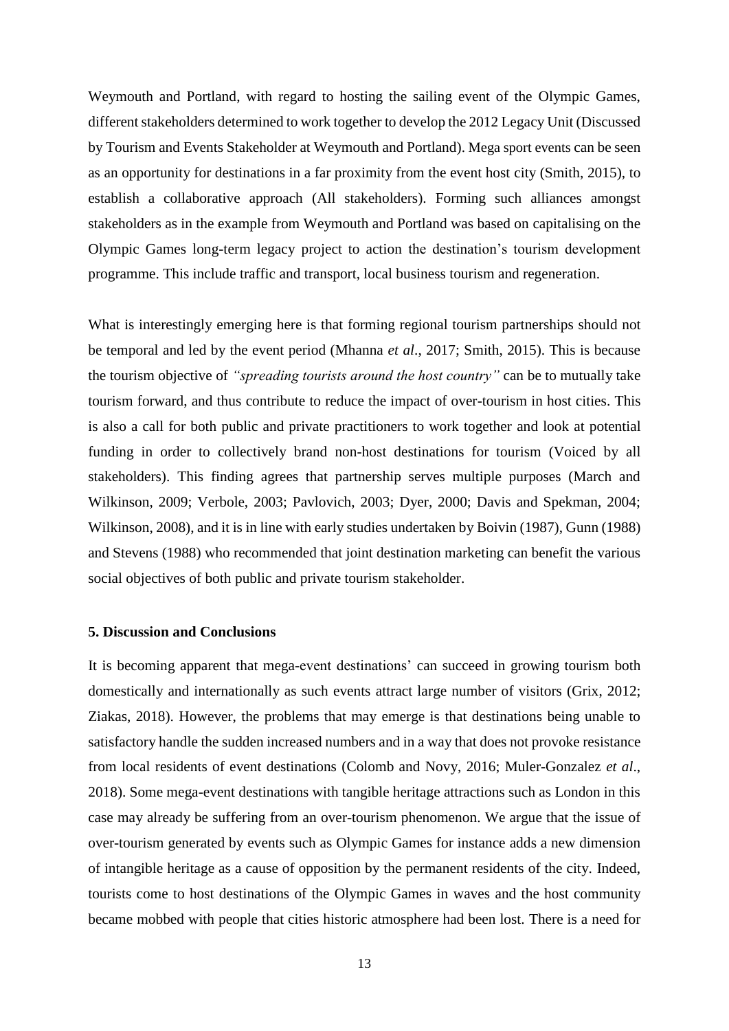Weymouth and Portland, with regard to hosting the sailing event of the Olympic Games, different stakeholders determined to work together to develop the 2012 Legacy Unit (Discussed by Tourism and Events Stakeholder at Weymouth and Portland). Mega sport events can be seen as an opportunity for destinations in a far proximity from the event host city (Smith, 2015), to establish a collaborative approach (All stakeholders). Forming such alliances amongst stakeholders as in the example from Weymouth and Portland was based on capitalising on the Olympic Games long-term legacy project to action the destination's tourism development programme. This include traffic and transport, local business tourism and regeneration.

What is interestingly emerging here is that forming regional tourism partnerships should not be temporal and led by the event period (Mhanna *et al*., 2017; Smith, 2015). This is because the tourism objective of *"spreading tourists around the host country"* can be to mutually take tourism forward, and thus contribute to reduce the impact of over-tourism in host cities. This is also a call for both public and private practitioners to work together and look at potential funding in order to collectively brand non-host destinations for tourism (Voiced by all stakeholders). This finding agrees that partnership serves multiple purposes (March and Wilkinson, 2009; Verbole, 2003; Pavlovich, 2003; Dyer, 2000; Davis and Spekman, 2004; Wilkinson, 2008), and it is in line with early studies undertaken by Boivin (1987), Gunn (1988) and Stevens (1988) who recommended that joint destination marketing can benefit the various social objectives of both public and private tourism stakeholder.

## 5. Discussion and Conclusions

It is becoming apparent that mega-event destinations' can succeed in growing tourism both domestically and internationally as such events attract large number of visitors (Grix, 2012; Ziakas, 2018). However, the problems that may emerge is that destinations being unable to satisfactory handle the sudden increased numbers and in a way that does not provoke resistance from local residents of event destinations (Colomb and Novy, 2016; Muler-Gonzalez *et al*., 2018). Some mega-event destinations with tangible heritage attractions such as London in this case may already be suffering from an over-tourism phenomenon. We argue that the issue of over-tourism generated by events such as Olympic Games for instance adds a new dimension of intangible heritage as a cause of opposition by the permanent residents of the city. Indeed, tourists come to host destinations of the Olympic Games in waves and the host community became mobbed with people that cities historic atmosphere had been lost. There is a need for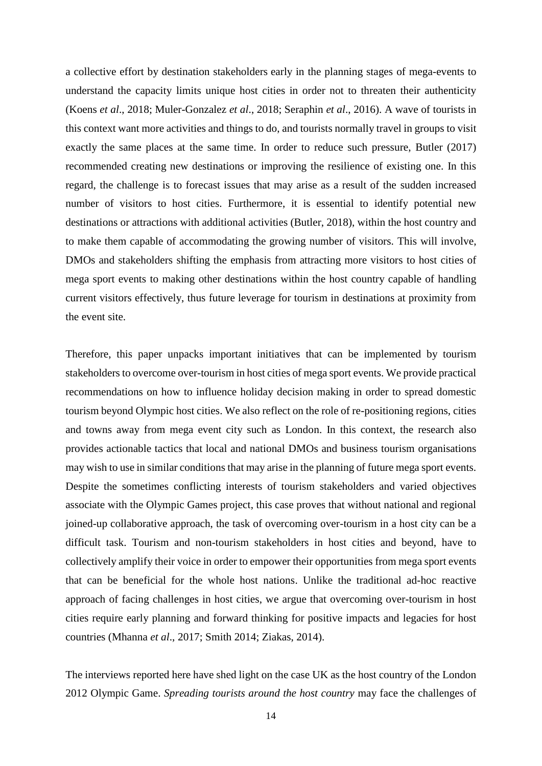a collective effort by destination stakeholders early in the planning stages of mega-events to understand the capacity limits unique host cities in order not to threaten their authenticity (Koens *et al*., 2018; Muler-Gonzalez *et al*., 2018; Seraphin *et al*., 2016). A wave of tourists in this context want more activities and things to do, and tourists normally travel in groups to visit exactly the same places at the same time. In order to reduce such pressure, Butler (2017) recommended creating new destinations or improving the resilience of existing one. In this regard, the challenge is to forecast issues that may arise as a result of the sudden increased number of visitors to host cities. Furthermore, it is essential to identify potential new destinations or attractions with additional activities (Butler, 2018), within the host country and to make them capable of accommodating the growing number of visitors. This will involve, DMOs and stakeholders shifting the emphasis from attracting more visitors to host cities of mega sport events to making other destinations within the host country capable of handling current visitors effectively, thus future leverage for tourism in destinations at proximity from the event site.

Therefore, this paper unpacks important initiatives that can be implemented by tourism stakeholders to overcome over-tourism in host cities of mega sport events. We provide practical recommendations on how to influence holiday decision making in order to spread domestic tourism beyond Olympic host cities. We also reflect on the role of re-positioning regions, cities and towns away from mega event city such as London. In this context, the research also provides actionable tactics that local and national DMOs and business tourism organisations may wish to use in similar conditions that may arise in the planning of future mega sport events. Despite the sometimes conflicting interests of tourism stakeholders and varied objectives associate with the Olympic Games project, this case proves that without national and regional joined-up collaborative approach, the task of overcoming over-tourism in a host city can be a difficult task. Tourism and non-tourism stakeholders in host cities and beyond, have to collectively amplify their voice in order to empower their opportunities from mega sport events that can be beneficial for the whole host nations. Unlike the traditional ad-hoc reactive approach of facing challenges in host cities, we argue that overcoming over-tourism in host cities require early planning and forward thinking for positive impacts and legacies for host countries (Mhanna *et al*., 2017; Smith 2014; Ziakas, 2014).

The interviews reported here have shed light on the case UK as the host country of the London 2012 Olympic Game. *Spreading tourists around the host country* may face the challenges of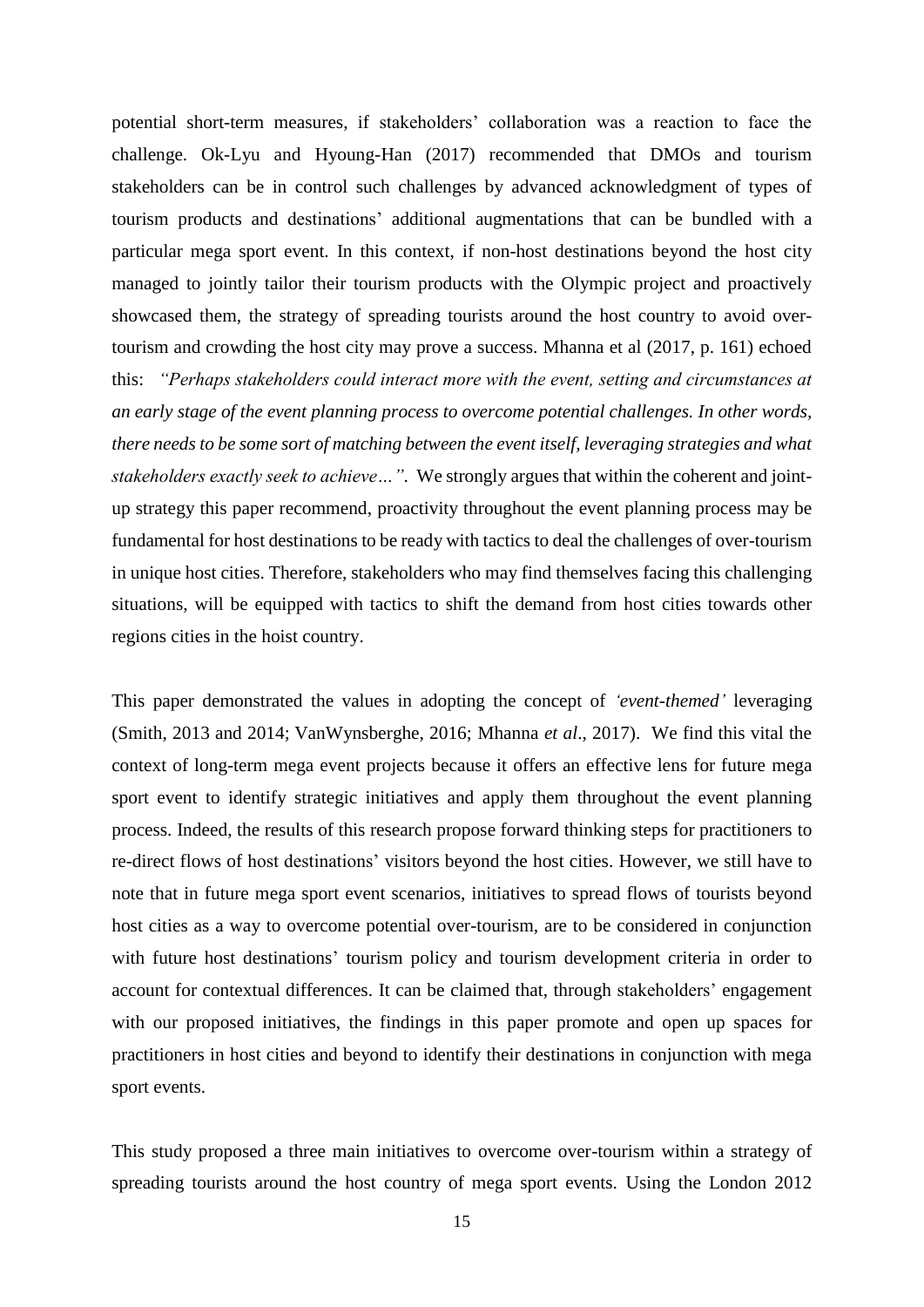potential short-term measures, if stakeholders' collaboration was a reaction to face the challenge. Ok-Lyu and Hyoung-Han (2017) recommended that DMOs and tourism stakeholders can be in control such challenges by advanced acknowledgment of types of tourism products and destinations' additional augmentations that can be bundled with a particular mega sport event. In this context, if non-host destinations beyond the host city managed to jointly tailor their tourism products with the Olympic project and proactively showcased them, the strategy of spreading tourists around the host country to avoid over-tourism and crowding the host city may prove a success. Mhanna et al (2017, p. 161) echoed this: *"Perhaps stakeholders could interact more with the event, setting and circumstances at an early stage of the event planning process to overcome potential challenges. In other words, there needs to be some sort of matching between the event itself, leveraging strategies and what stakeholders exactly seek to achieve…".* We strongly argues that within the coherent and joint-up strategy this paper recommend, proactivity throughout the event planning process may be fundamental for host destinations to be ready with tactics to deal the challenges of over-tourism in unique host cities. Therefore, stakeholders who may find themselves facing this challenging situations, will be equipped with tactics to shift the demand from host cities towards other regions cities in the hoist country.

This paper demonstrated the values in adopting the concept of *'event-themed'* leveraging (Smith, 2013 and 2014; VanWynsberghe, 2016; Mhanna *et al*., 2017). We find this vital the context of long-term mega event projects because it offers an effective lens for future mega sport event to identify strategic initiatives and apply them throughout the event planning process. Indeed, the results of this research propose forward thinking steps for practitioners to re-direct flows of host destinations' visitors beyond the host cities. However, we still have to note that in future mega sport event scenarios, initiatives to spread flows of tourists beyond host cities as a way to overcome potential over-tourism, are to be considered in conjunction with future host destinations' tourism policy and tourism development criteria in order to account for contextual differences. It can be claimed that, through stakeholders' engagement with our proposed initiatives, the findings in this paper promote and open up spaces for practitioners in host cities and beyond to identify their destinations in conjunction with mega sport events.

This study proposed a three main initiatives to overcome over-tourism within a strategy of spreading tourists around the host country of mega sport events. Using the London 2012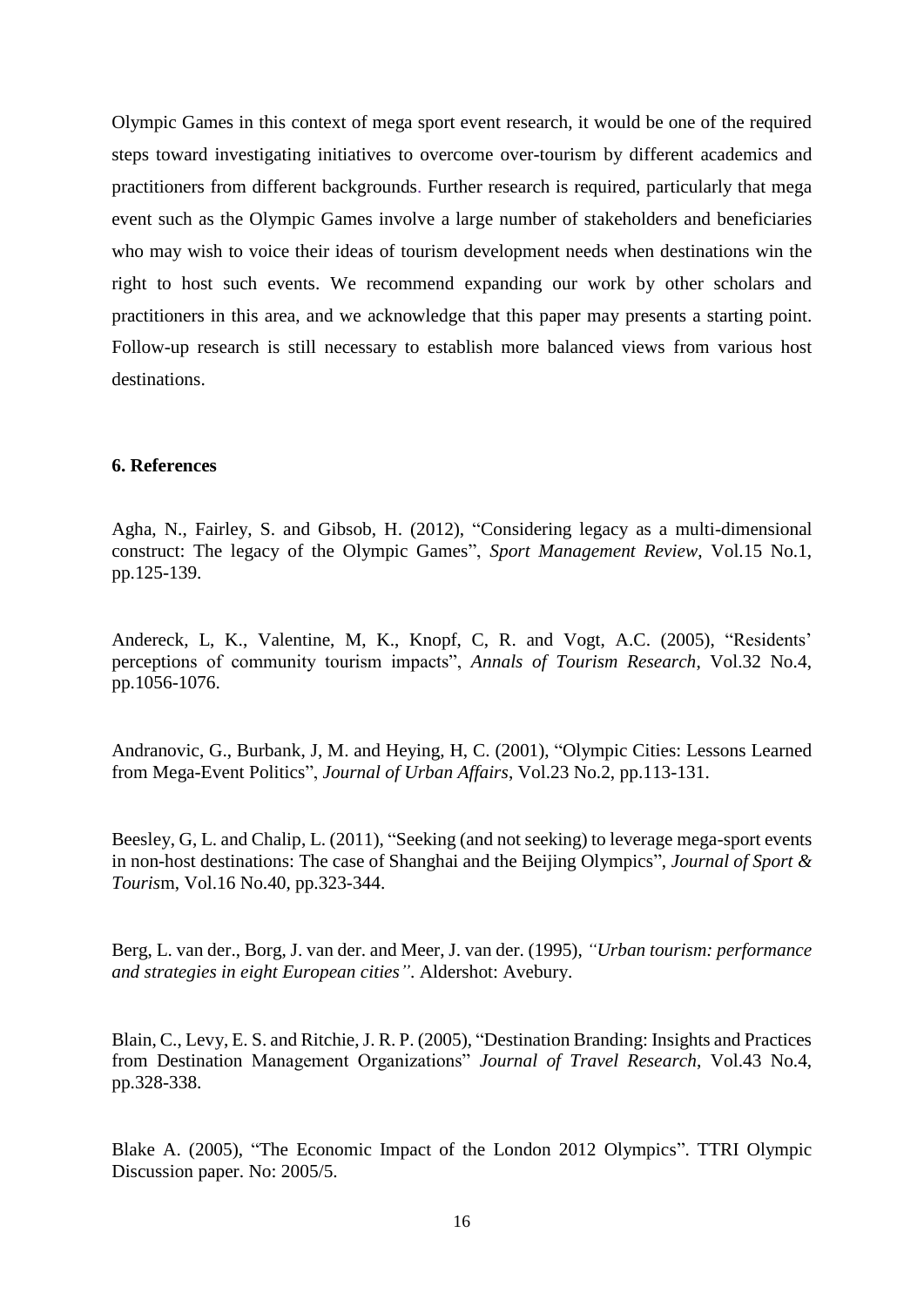Olympic Games in this context of mega sport event research, it would be one of the required steps toward investigating initiatives to overcome over-tourism by different academics and practitioners from different backgrounds. Further research is required, particularly that mega event such as the Olympic Games involve a large number of stakeholders and beneficiaries who may wish to voice their ideas of tourism development needs when destinations win the right to host such events. We recommend expanding our work by other scholars and practitioners in this area, and we acknowledge that this paper may presents a starting point. Follow-up research is still necessary to establish more balanced views from various host destinations.

## 6. References

Agha, N., Fairley, S. and Gibsob, H. (2012), "Considering legacy as a multi-dimensional construct: The legacy of the Olympic Games", *Sport Management Review*, Vol.15 No.1, pp.125-139.

Andereck, L, K., Valentine, M, K., Knopf, C, R. and Vogt, A.C. (2005), "Residents' perceptions of community tourism impacts", *Annals of Tourism Research*, Vol.32 No.4, pp.1056-1076.

Andranovic, G., Burbank, J, M. and Heying, H, C. (2001), "Olympic Cities: Lessons Learned from Mega-Event Politics", *Journal of Urban Affairs*, Vol.23 No.2, pp.113-131.

Beesley, G, L. and Chalip, L. (2011), "Seeking (and not seeking) to leverage mega-sport events in non-host destinations: The case of Shanghai and the Beijing Olympics", *Journal of Sport & Tourism*, Vol.16 No.40, pp.323-344.

Berg, L. van der., Borg, J. van der. and Meer, J. van der. (1995), *"Urban tourism: performance and strategies in eight European cities"*. Aldershot: Avebury.

Blain, C., Levy, E. S. and Ritchie, J. R. P. (2005), "Destination Branding: Insights and Practices from Destination Management Organizations" *Journal of Travel Research*, Vol.43 No.4, pp.328-338.

Blake A. (2005), "The Economic Impact of the London 2012 Olympics". TTRI Olympic Discussion paper. No: 2005/5.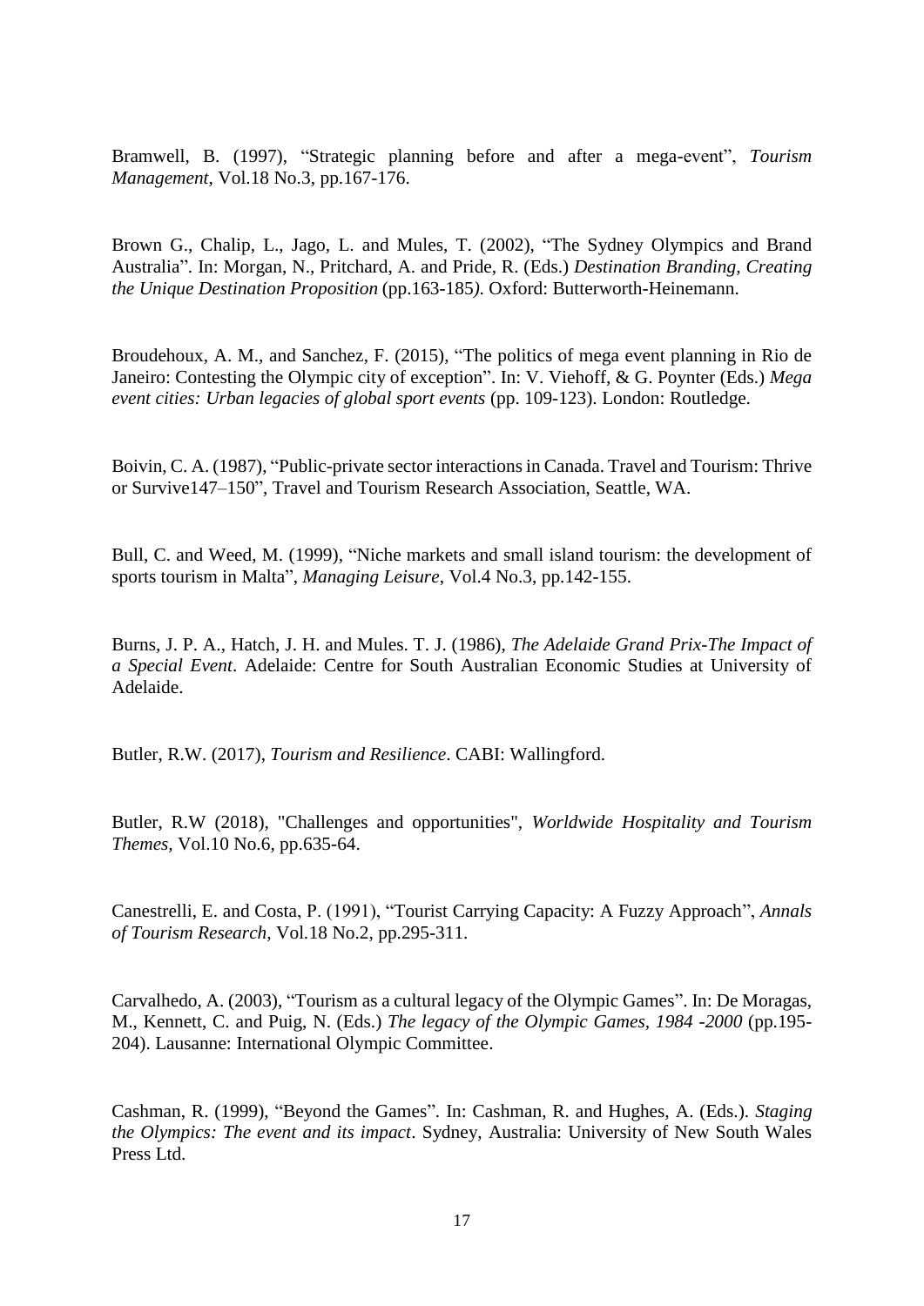Bramwell, B. (1997), “Strategic planning before and after a mega-event”, *Tourism Management*, Vol.18 No.3, pp.167-176.

Brown G., Chalip, L., Jago, L. and Mules, T. (2002), “The Sydney Olympics and Brand Australia”. In: Morgan, N., Pritchard, A. and Pride, R. (Eds.) *Destination Branding, Creating the Unique Destination Proposition* (pp.163-185*).* Oxford: Butterworth-Heinemann.

Broudehoux, A. M., and Sanchez, F. (2015), “The politics of mega event planning in Rio de Janeiro: Contesting the Olympic city of exception”. In: V. Viehoff, & G. Poynter (Eds.) *Mega event cities: Urban legacies of global sport events* (pp. 109-123). London: Routledge.

Boivin, C. A. (1987), “Public-private sector interactions in Canada. Travel and Tourism: Thrive or Survive147–150”, Travel and Tourism Research Association, Seattle, WA.

Bull, C. and Weed, M. (1999), “Niche markets and small island tourism: the development of sports tourism in Malta”, *Managing Leisure*, Vol.4 No.3, pp.142-155.

Burns, J. P. A., Hatch, J. H. and Mules. T. J. (1986), *The Adelaide Grand Prix-The Impact of a Special Event*. Adelaide: Centre for South Australian Economic Studies at University of Adelaide.

Butler, R.W. (2017), *Tourism and Resilience*. CABI: Wallingford.

Butler, R.W (2018), "Challenges and opportunities", *Worldwide Hospitality and Tourism Themes*, Vol.10 No.6, pp.635-64.

Canestrelli, E. and Costa, P. (1991), “Tourist Carrying Capacity: A Fuzzy Approach”, *Annals of Tourism Research*, Vol.18 No.2, pp.295-311.

Carvalhedo, A. (2003), “Tourism as a cultural legacy of the Olympic Games”. In: De Moragas, M., Kennett, C. and Puig, N. (Eds.) *The legacy of the Olympic Games, 1984 -2000* (pp.195-204). Lausanne: International Olympic Committee.

Cashman, R. (1999), “Beyond the Games”. In: Cashman, R. and Hughes, A. (Eds.). *Staging the Olympics: The event and its impact*. Sydney, Australia: University of New South Wales Press Ltd.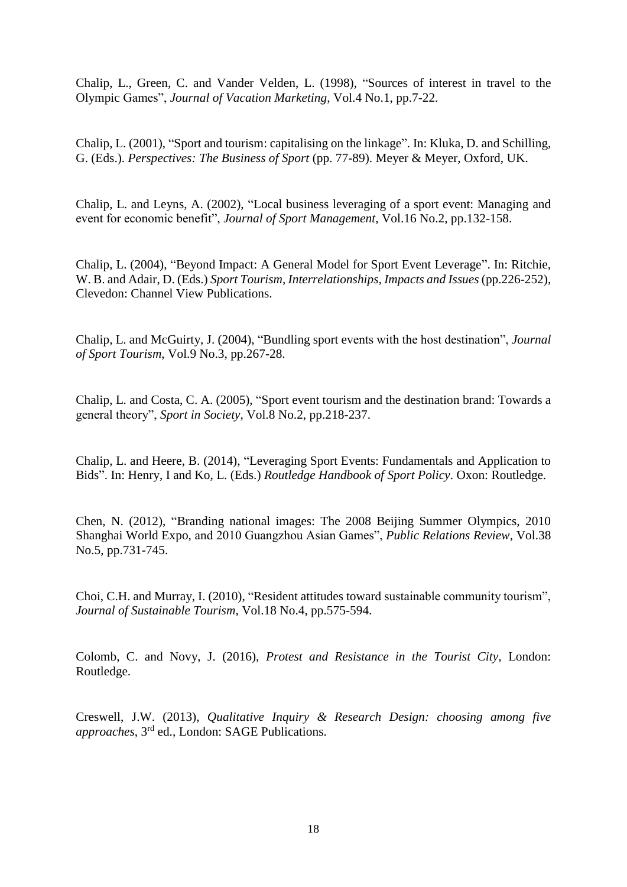Chalip, L., Green, C. and Vander Velden, L. (1998), "Sources of interest in travel to the Olympic Games", *Journal of Vacation Marketing*, Vol.4 No.1, pp.7-22.

Chalip, L. (2001), "Sport and tourism: capitalising on the linkage". In: Kluka, D. and Schilling, G. (Eds.). *Perspectives: The Business of Sport* (pp. 77-89). Meyer & Meyer, Oxford, UK.

Chalip, L. and Leyns, A. (2002), "Local business leveraging of a sport event: Managing and event for economic benefit", *Journal of Sport Management*, Vol.16 No.2, pp.132-158.

Chalip, L. (2004), "Beyond Impact: A General Model for Sport Event Leverage". In: Ritchie, W. B. and Adair, D. (Eds.) *Sport Tourism, Interrelationships, Impacts and Issues* (pp.226-252), Clevedon: Channel View Publications.

Chalip, L. and McGuirty, J. (2004), "Bundling sport events with the host destination", *Journal of Sport Tourism*, Vol.9 No.3, pp.267-28.

Chalip, L. and Costa, C. A. (2005), "Sport event tourism and the destination brand: Towards a general theory", *Sport in Society*, Vol.8 No.2, pp.218-237.

Chalip, L. and Heere, B. (2014), "Leveraging Sport Events: Fundamentals and Application to Bids". In: Henry, I and Ko, L. (Eds.) *Routledge Handbook of Sport Policy*. Oxon: Routledge.

Chen, N. (2012), "Branding national images: The 2008 Beijing Summer Olympics, 2010 Shanghai World Expo, and 2010 Guangzhou Asian Games", *Public Relations Review*, Vol.38 No.5, pp.731-745.

Choi, C.H. and Murray, I. (2010), "Resident attitudes toward sustainable community tourism", *Journal of Sustainable Tourism*, Vol.18 No.4, pp.575-594.

Colomb, C. and Novy, J. (2016), *Protest and Resistance in the Tourist City*, London: Routledge.

Creswell, J.W. (2013), *Qualitative Inquiry & Research Design: choosing among five approaches*, 3rd ed., London: SAGE Publications.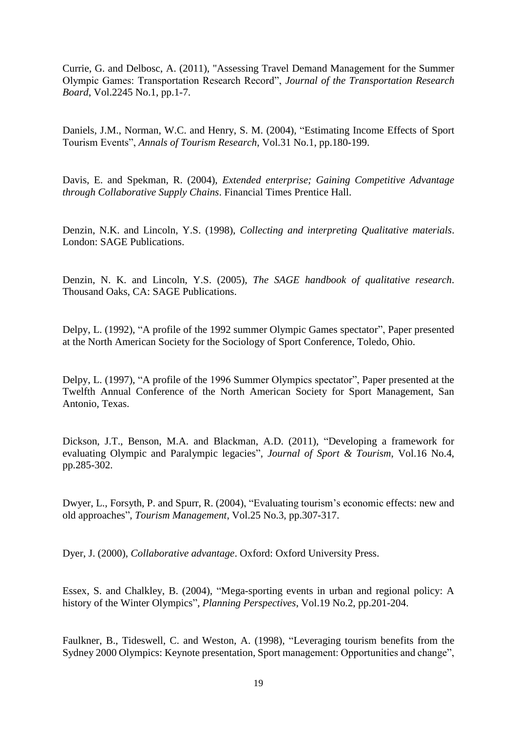Currie, G. and Delbosc, A. (2011), "Assessing Travel Demand Management for the Summer Olympic Games: Transportation Research Record", *Journal of the Transportation Research Board*, Vol.2245 No.1, pp.1-7.

Daniels, J.M., Norman, W.C. and Henry, S. M. (2004), "Estimating Income Effects of Sport Tourism Events", *Annals of Tourism Research*, Vol.31 No.1, pp.180-199.

Davis, E. and Spekman, R. (2004), *Extended enterprise; Gaining Competitive Advantage through Collaborative Supply Chains*. Financial Times Prentice Hall.

Denzin, N.K. and Lincoln, Y.S. (1998), *Collecting and interpreting Qualitative materials*. London: SAGE Publications.

Denzin, N. K. and Lincoln, Y.S. (2005), *The SAGE handbook of qualitative research*. Thousand Oaks, CA: SAGE Publications.

Delpy, L. (1992), "A profile of the 1992 summer Olympic Games spectator", Paper presented at the North American Society for the Sociology of Sport Conference, Toledo, Ohio.

Delpy, L. (1997), "A profile of the 1996 Summer Olympics spectator", Paper presented at the Twelfth Annual Conference of the North American Society for Sport Management, San Antonio, Texas.

Dickson, J.T., Benson, M.A. and Blackman, A.D. (2011), "Developing a framework for evaluating Olympic and Paralympic legacies", *Journal of Sport & Tourism*, Vol.16 No.4, pp.285-302.

Dwyer, L., Forsyth, P. and Spurr, R. (2004), "Evaluating tourism's economic effects: new and old approaches", *Tourism Management*, Vol.25 No.3, pp.307-317.

Dyer, J. (2000), *Collaborative advantage*. Oxford: Oxford University Press.

Essex, S. and Chalkley, B. (2004), "Mega-sporting events in urban and regional policy: A history of the Winter Olympics", *Planning Perspectives*, Vol.19 No.2, pp.201-204.

Faulkner, B., Tideswell, C. and Weston, A. (1998), "Leveraging tourism benefits from the Sydney 2000 Olympics: Keynote presentation, Sport management: Opportunities and change",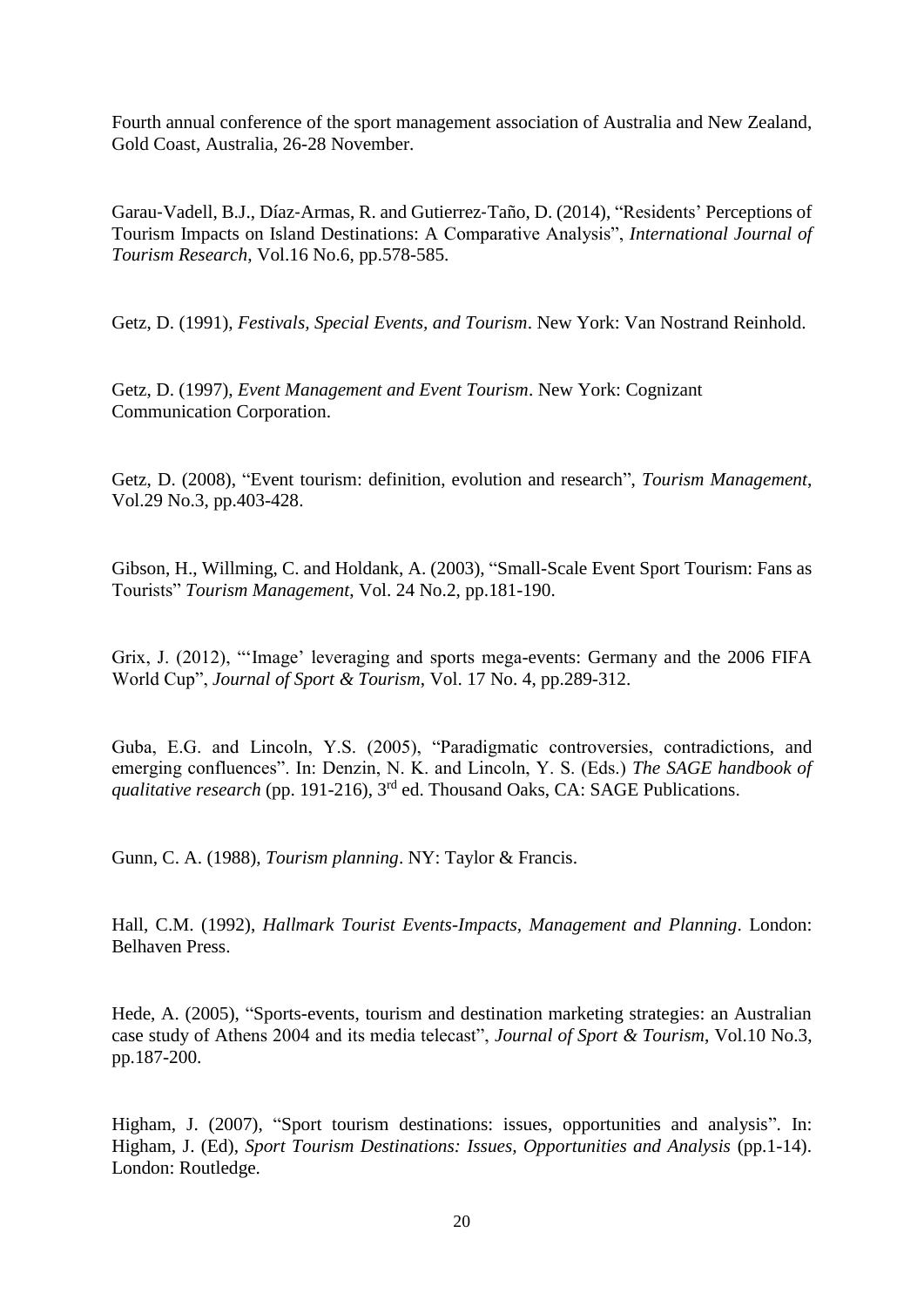Fourth annual conference of the sport management association of Australia and New Zealand, Gold Coast, Australia, 26-28 November.

Garau-Vadell, B.J., Díaz-Armas, R. and Gutierrez-Taño, D. (2014), "Residents' Perceptions of Tourism Impacts on Island Destinations: A Comparative Analysis", *International Journal of Tourism Research*, Vol.16 No.6, pp.578-585.

Getz, D. (1991), *Festivals, Special Events, and Tourism*. New York: Van Nostrand Reinhold.

Getz, D. (1997), *Event Management and Event Tourism*. New York: Cognizant Communication Corporation.

Getz, D. (2008), "Event tourism: definition, evolution and research", *Tourism Management*, Vol.29 No.3, pp.403-428.

Gibson, H., Willming, C. and Holdank, A. (2003), "Small-Scale Event Sport Tourism: Fans as Tourists" *Tourism Management*, Vol. 24 No.2, pp.181-190.

Grix, J. (2012), "'Image' leveraging and sports mega-events: Germany and the 2006 FIFA World Cup", *Journal of Sport & Tourism*, Vol. 17 No. 4, pp.289-312.

Guba, E.G. and Lincoln, Y.S. (2005), "Paradigmatic controversies, contradictions, and emerging confluences". In: Denzin, N. K. and Lincoln, Y. S. (Eds.) *The SAGE handbook of qualitative research* (pp. 191-216), 3rd ed. Thousand Oaks, CA: SAGE Publications.

Gunn, C. A. (1988), *Tourism planning*. NY: Taylor & Francis.

Hall, C.M. (1992), *Hallmark Tourist Events-Impacts, Management and Planning*. London: Belhaven Press.

Hede, A. (2005), "Sports-events, tourism and destination marketing strategies: an Australian case study of Athens 2004 and its media telecast", *Journal of Sport & Tourism*, Vol.10 No.3, pp.187-200.

Higham, J. (2007), "Sport tourism destinations: issues, opportunities and analysis". In: Higham, J. (Ed), *Sport Tourism Destinations: Issues, Opportunities and Analysis* (pp.1-14). London: Routledge.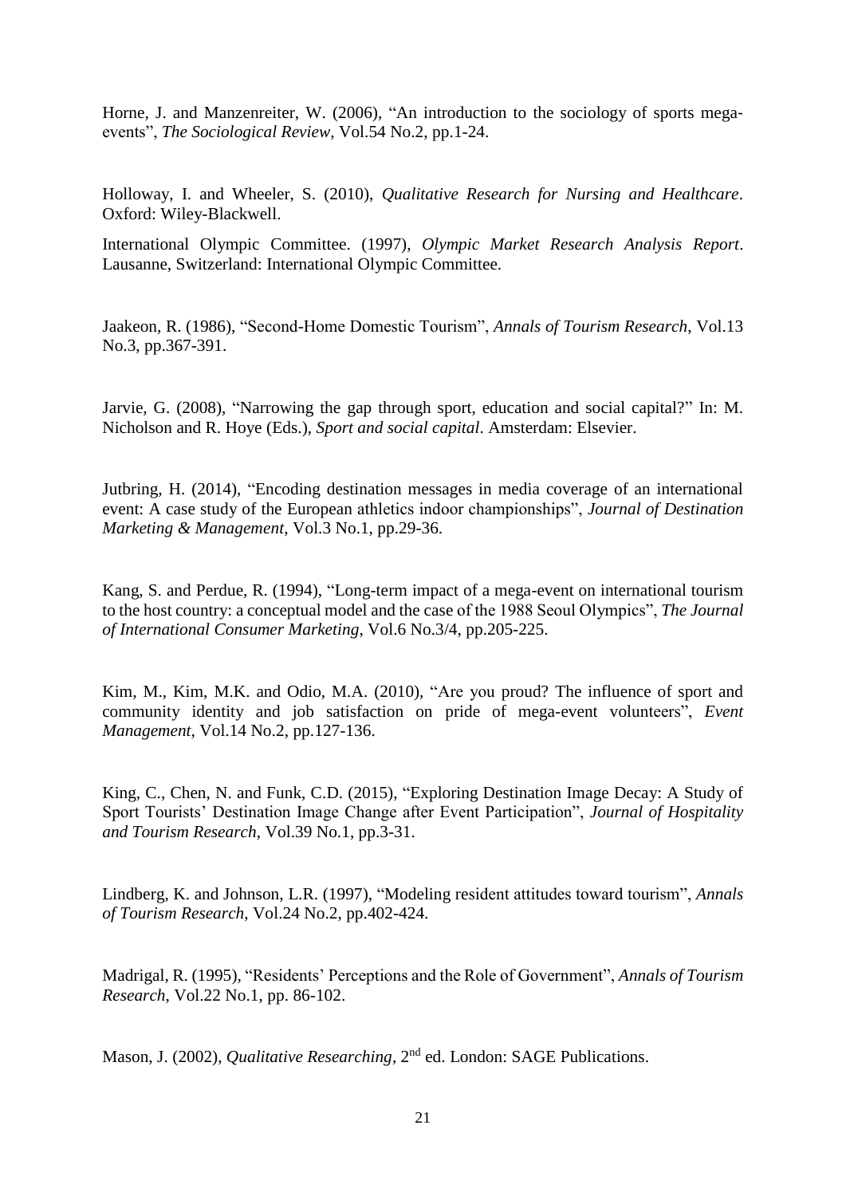Horne, J. and Manzenreiter, W. (2006), “An introduction to the sociology of sports mega-events”, *The Sociological Review*, Vol.54 No.2, pp.1-24.

Holloway, I. and Wheeler, S. (2010), *Qualitative Research for Nursing and Healthcare*. Oxford: Wiley-Blackwell.

International Olympic Committee. (1997), *Olympic Market Research Analysis Report*. Lausanne, Switzerland: International Olympic Committee.

Jaakeon, R. (1986), “Second-Home Domestic Tourism”, *Annals of Tourism Research*, Vol.13 No.3, pp.367-391.

Jarvie, G. (2008), “Narrowing the gap through sport, education and social capital?” In: M. Nicholson and R. Hoye (Eds.), *Sport and social capital*. Amsterdam: Elsevier.

Jutbring, H. (2014), “Encoding destination messages in media coverage of an international event: A case study of the European athletics indoor championships”, *Journal of Destination Marketing & Management*, Vol.3 No.1, pp.29-36.

Kang, S. and Perdue, R. (1994), “Long-term impact of a mega-event on international tourism to the host country: a conceptual model and the case of the 1988 Seoul Olympics”, *The Journal of International Consumer Marketing*, Vol.6 No.3/4, pp.205-225.

Kim, M., Kim, M.K. and Odio, M.A. (2010), “Are you proud? The influence of sport and community identity and job satisfaction on pride of mega-event volunteers”, *Event Management*, Vol.14 No.2, pp.127-136.

King, C., Chen, N. and Funk, C.D. (2015), “Exploring Destination Image Decay: A Study of Sport Tourists’ Destination Image Change after Event Participation”, *Journal of Hospitality and Tourism Research*, Vol.39 No.1, pp.3-31.

Lindberg, K. and Johnson, L.R. (1997), “Modeling resident attitudes toward tourism”, *Annals of Tourism Research*, Vol.24 No.2, pp.402-424.

Madrigal, R. (1995), “Residents’ Perceptions and the Role of Government”, *Annals of Tourism Research*, Vol.22 No.1, pp. 86-102.

Mason, J. (2002), *Qualitative Researching*, 2nd ed. London: SAGE Publications.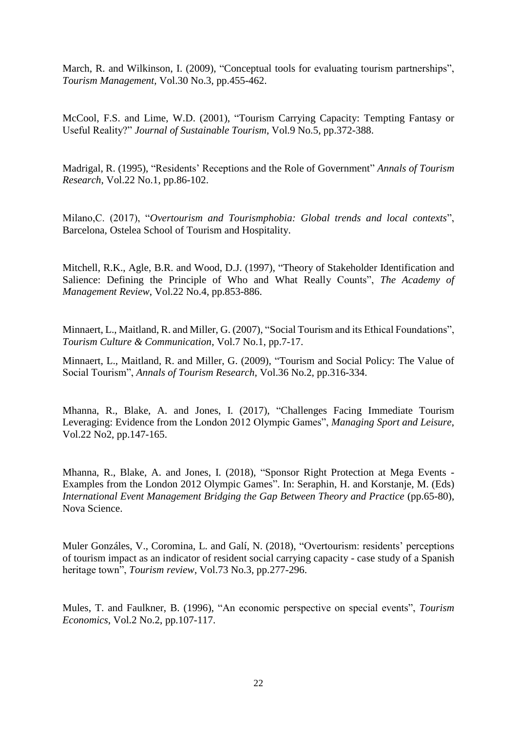March, R. and Wilkinson, I. (2009), “Conceptual tools for evaluating tourism partnerships”, *Tourism Management*, Vol.30 No.3, pp.455-462.

McCool, F.S. and Lime, W.D. (2001), “Tourism Carrying Capacity: Tempting Fantasy or Useful Reality?” *Journal of Sustainable Tourism*, Vol.9 No.5, pp.372-388.

Madrigal, R. (1995), “Residents’ Receptions and the Role of Government” *Annals of Tourism Research*, Vol.22 No.1, pp.86-102.

Milano,C. (2017), “*Overtourism and Tourismphobia: Global trends and local contexts*”, Barcelona, Ostelea School of Tourism and Hospitality.

Mitchell, R.K., Agle, B.R. and Wood, D.J. (1997), “Theory of Stakeholder Identification and Salience: Defining the Principle of Who and What Really Counts”, *The Academy of Management Review*, Vol.22 No.4, pp.853-886.

Minnaert, L., Maitland, R. and Miller, G. (2007), “Social Tourism and its Ethical Foundations”, *Tourism Culture & Communication*, Vol.7 No.1, pp.7-17.

Minnaert, L., Maitland, R. and Miller, G. (2009), “Tourism and Social Policy: The Value of Social Tourism”, *Annals of Tourism Research*, Vol.36 No.2, pp.316-334.

Mhanna, R., Blake, A. and Jones, I. (2017), “Challenges Facing Immediate Tourism Leveraging: Evidence from the London 2012 Olympic Games”, *Managing Sport and Leisure*, Vol.22 No2, pp.147-165.

Mhanna, R., Blake, A. and Jones, I. (2018), “Sponsor Right Protection at Mega Events - Examples from the London 2012 Olympic Games”. In: Seraphin, H. and Korstanje, M. (Eds) *International Event Management Bridging the Gap Between Theory and Practice* (pp.65-80), Nova Science.

Muler Gonzáles, V., Coromina, L. and Galí, N. (2018), “Overtourism: residents’ perceptions of tourism impact as an indicator of resident social carrying capacity - case study of a Spanish heritage town”, *Tourism review*, Vol.73 No.3, pp.277-296.

Mules, T. and Faulkner, B. (1996), “An economic perspective on special events”, *Tourism Economics*, Vol.2 No.2, pp.107-117.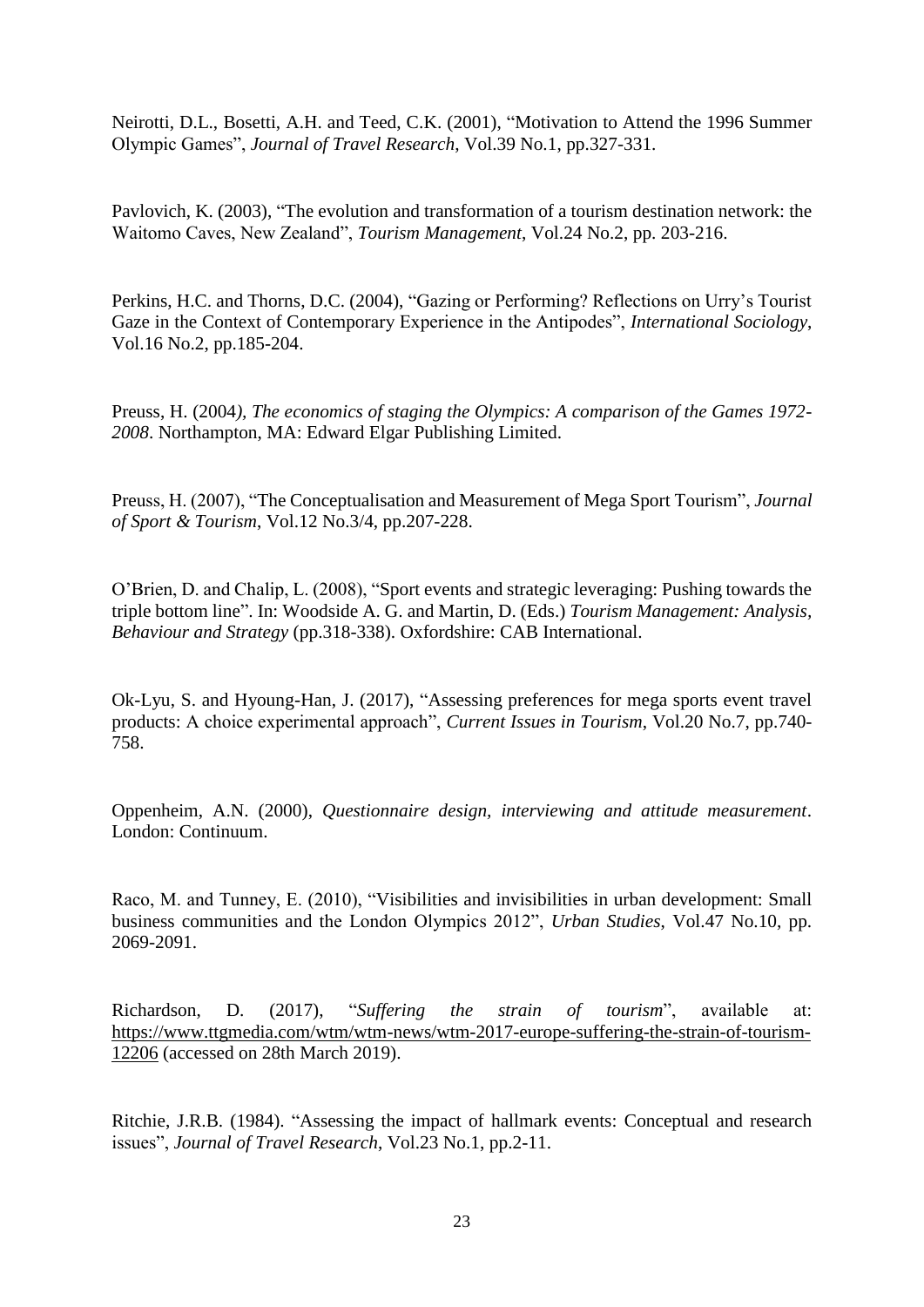Neirotti, D.L., Bosetti, A.H. and Teed, C.K. (2001), "Motivation to Attend the 1996 Summer Olympic Games", *Journal of Travel Research*, Vol.39 No.1, pp.327-331.

Pavlovich, K. (2003), "The evolution and transformation of a tourism destination network: the Waitomo Caves, New Zealand", *Tourism Management*, Vol.24 No.2, pp. 203-216.

Perkins, H.C. and Thorns, D.C. (2004), "Gazing or Performing? Reflections on Urry's Tourist Gaze in the Context of Contemporary Experience in the Antipodes", *International Sociology*, Vol.16 No.2, pp.185-204.

Preuss, H. (2004*), The economics of staging the Olympics: A comparison of the Games 1972-2008*. Northampton, MA: Edward Elgar Publishing Limited.

Preuss, H. (2007), "The Conceptualisation and Measurement of Mega Sport Tourism", *Journal of Sport & Tourism*, Vol.12 No.3/4, pp.207-228.

O'Brien, D. and Chalip, L. (2008), "Sport events and strategic leveraging: Pushing towards the triple bottom line". In: Woodside A. G. and Martin, D. (Eds.) *Tourism Management: Analysis, Behaviour and Strategy* (pp.318-338). Oxfordshire: CAB International.

Ok-Lyu, S. and Hyoung-Han, J. (2017), "Assessing preferences for mega sports event travel products: A choice experimental approach", *Current Issues in Tourism*, Vol.20 No.7, pp.740-758.

Oppenheim, A.N. (2000), *Questionnaire design, interviewing and attitude measurement*. London: Continuum.

Raco, M. and Tunney, E. (2010), "Visibilities and invisibilities in urban development: Small business communities and the London Olympics 2012", *Urban Studies*, Vol.47 No.10, pp. 2069-2091.

Richardson, D. (2017), "*Suffering the strain of tourism*", available at: https://www.ttgmedia.com/wtm/wtm-news/wtm-2017-europe-suffering-the-strain-of-tourism-12206 (accessed on 28th March 2019).

Ritchie, J.R.B. (1984). "Assessing the impact of hallmark events: Conceptual and research issues", *Journal of Travel Research*, Vol.23 No.1, pp.2-11.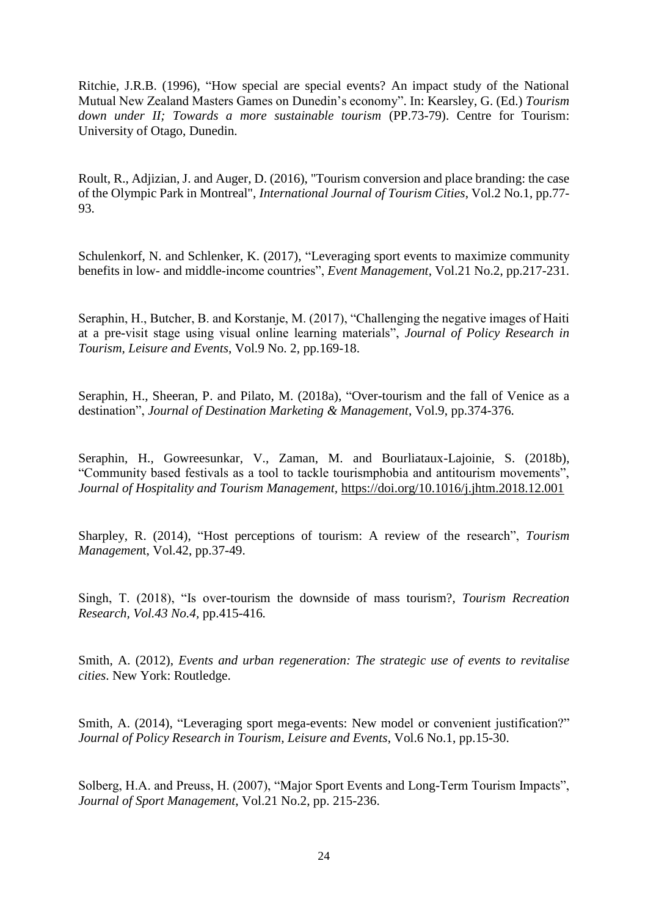Ritchie, J.R.B. (1996), “How special are special events? An impact study of the National Mutual New Zealand Masters Games on Dunedin’s economy”. In: Kearsley, G. (Ed.) *Tourism down under II; Towards a more sustainable tourism* (PP.73-79). Centre for Tourism: University of Otago, Dunedin.

Roult, R., Adjizian, J. and Auger, D. (2016), "Tourism conversion and place branding: the case of the Olympic Park in Montreal", *International Journal of Tourism Cities*, Vol.2 No.1, pp.77-93.

Schulenkorf, N. and Schlenker, K. (2017), “Leveraging sport events to maximize community benefits in low- and middle-income countries”, *Event Management*, Vol.21 No.2, pp.217-231.

Seraphin, H., Butcher, B. and Korstanje, M. (2017), “Challenging the negative images of Haiti at a pre-visit stage using visual online learning materials”, *Journal of Policy Research in Tourism, Leisure and Events*, Vol.9 No. 2, pp.169-18.

Seraphin, H., Sheeran, P. and Pilato, M. (2018a), “Over-tourism and the fall of Venice as a destination”, *Journal of Destination Marketing & Management*, Vol.9, pp.374-376.

Seraphin, H., Gowreesunkar, V., Zaman, M. and Bourliataux-Lajoinie, S. (2018b), “Community based festivals as a tool to tackle tourismphobia and antitourism movements”, *Journal of Hospitality and Tourism Management*, https://doi.org/10.1016/j.jhtm.2018.12.001

Sharpley, R. (2014), “Host perceptions of tourism: A review of the research”, *Tourism Management*, Vol.42, pp.37-49.

Singh, T. (2018), “Is over-tourism the downside of mass tourism?, *Tourism Recreation Research, Vol.43 No.4,* pp.415-416.

Smith, A. (2012), *Events and urban regeneration: The strategic use of events to revitalise cities*. New York: Routledge.

Smith, A. (2014), “Leveraging sport mega-events: New model or convenient justification?” *Journal of Policy Research in Tourism, Leisure and Events*, Vol.6 No.1, pp.15-30.

Solberg, H.A. and Preuss, H. (2007), “Major Sport Events and Long-Term Tourism Impacts”, *Journal of Sport Management*, Vol.21 No.2, pp. 215-236.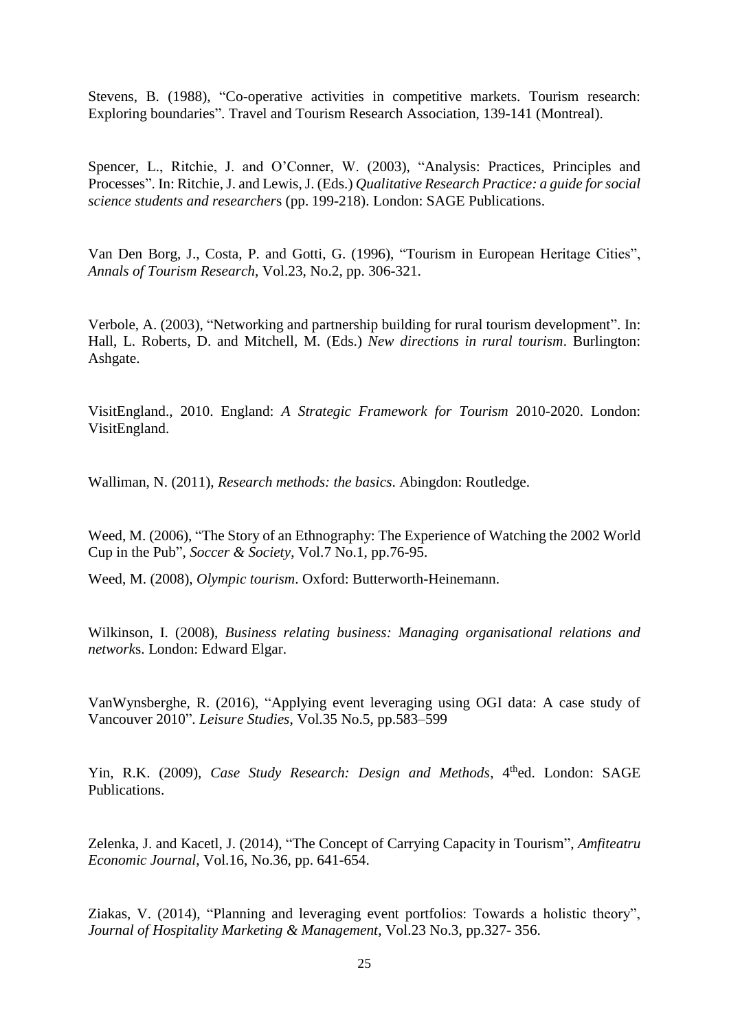Stevens, B. (1988), "Co-operative activities in competitive markets. Tourism research: Exploring boundaries". Travel and Tourism Research Association, 139-141 (Montreal).

Spencer, L., Ritchie, J. and O'Conner, W. (2003), "Analysis: Practices, Principles and Processes". In: Ritchie, J. and Lewis, J. (Eds.) *Qualitative Research Practice: a guide for social science students and researchers* (pp. 199-218). London: SAGE Publications.

Van Den Borg, J., Costa, P. and Gotti, G. (1996), "Tourism in European Heritage Cities", *Annals of Tourism Research*, Vol.23, No.2, pp. 306-321.

Verbole, A. (2003), "Networking and partnership building for rural tourism development". In: Hall, L. Roberts, D. and Mitchell, M. (Eds.) *New directions in rural tourism*. Burlington: Ashgate.

VisitEngland., 2010. England: *A Strategic Framework for Tourism* 2010-2020. London: VisitEngland.

Walliman, N. (2011), *Research methods: the basics*. Abingdon: Routledge.

Weed, M. (2006), "The Story of an Ethnography: The Experience of Watching the 2002 World Cup in the Pub", *Soccer & Society*, Vol.7 No.1, pp.76-95.

Weed, M. (2008), *Olympic tourism*. Oxford: Butterworth-Heinemann.

Wilkinson, I. (2008), *Business relating business: Managing organisational relations and networks*. London: Edward Elgar.

VanWynsberghe, R. (2016), "Applying event leveraging using OGI data: A case study of Vancouver 2010". *Leisure Studies*, Vol.35 No.5, pp.583–599

Yin, R.K. (2009), *Case Study Research: Design and Methods*, 4th ed. London: SAGE Publications.

Zelenka, J. and Kacetl, J. (2014), "The Concept of Carrying Capacity in Tourism", *Amfiteatru Economic Journal*, Vol.16, No.36, pp. 641-654.

Ziakas, V. (2014), "Planning and leveraging event portfolios: Towards a holistic theory", *Journal of Hospitality Marketing & Management*, Vol.23 No.3, pp.327- 356.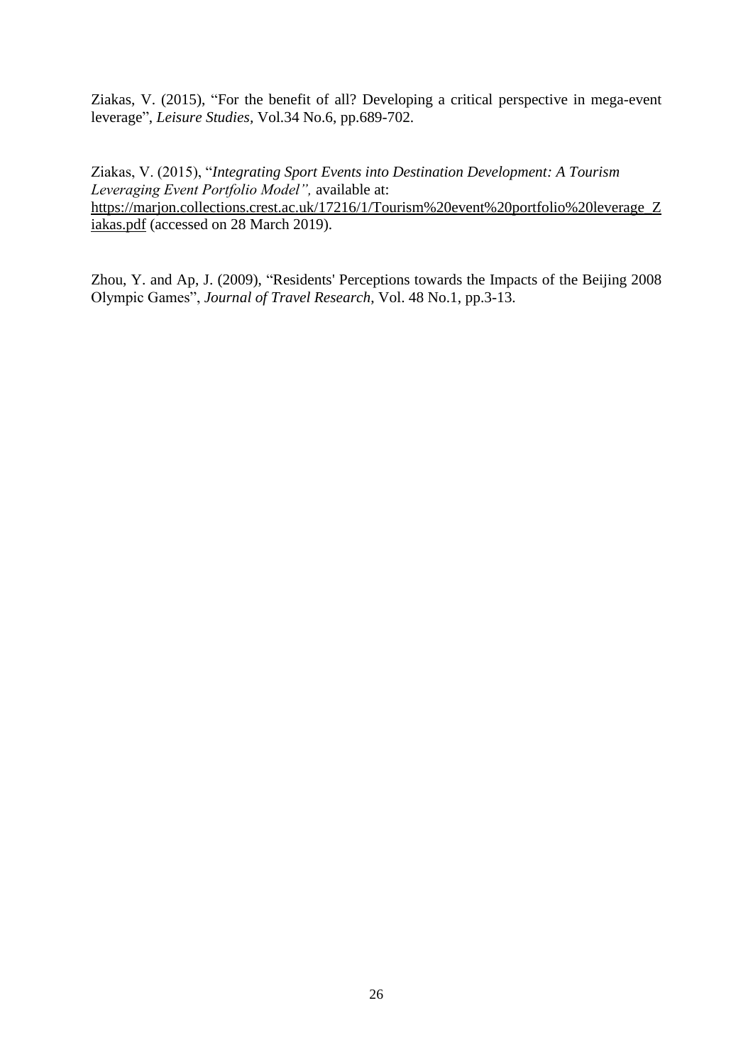Ziakas, V. (2015), "For the benefit of all? Developing a critical perspective in mega-event leverage", *Leisure Studies*, Vol.34 No.6, pp.689-702.

Ziakas, V. (2015), "*Integrating Sport Events into Destination Development: A Tourism Leveraging Event Portfolio Model",* available at: [https://marjon.collections.crest.ac.uk/17216/1/Tourism%20event%20portfolio%20leverage_Ziakas.pdf](https://marjon.collections.crest.ac.uk/17216/1/Tourism%20event%20portfolio%20leverage_Ziakas.pdf) (accessed on 28 March 2019).

Zhou, Y. and Ap, J. (2009), "Residents' Perceptions towards the Impacts of the Beijing 2008 Olympic Games", *Journal of Travel Research*, Vol. 48 No.1, pp.3-13.